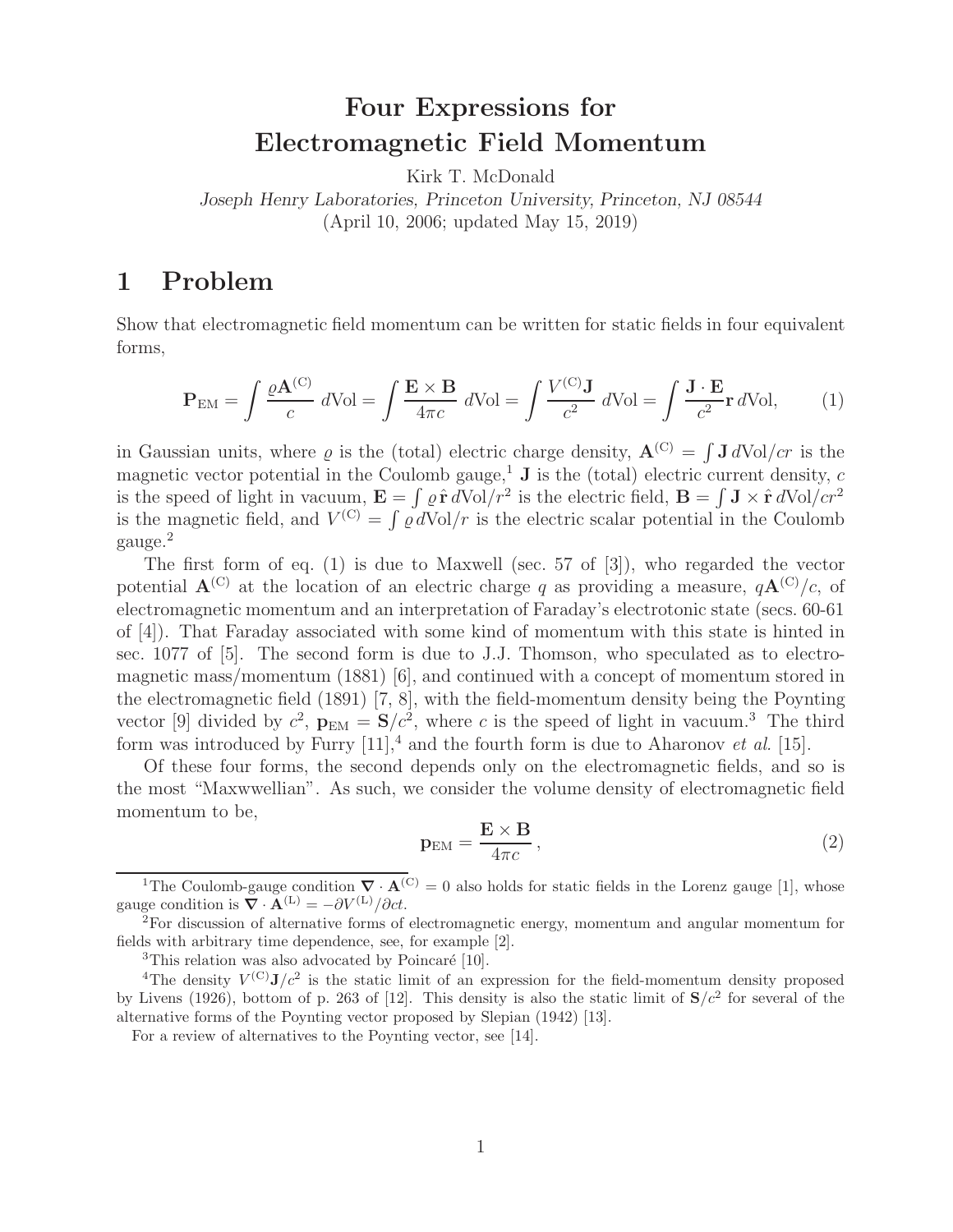# Four Expressions for Electromagnetic Field Momentum

Kirk T. McDonald

*Joseph Henry Laboratories, Princeton University, Princeton, NJ 08544*

(April 10, 2006; updated May 15, 2019)

## 1 Problem

Show that electromagnetic field momentum can be written for static fields in four equivalent forms,

$$\mathbf{P}_{\rm EM} = \int \frac{\varrho \mathbf{A}^{(\rm C)}}{c}\, d{\rm Vol} = \int \frac{\mathbf{E}\times\mathbf{B}}{4\pi c}\, d{\rm Vol} = \int \frac{V^{(\rm C)}\mathbf{J}}{c^2}\, d{\rm Vol} = \int \frac{\mathbf{J}\cdot\mathbf{E}}{c^2}\mathbf{r}\, d{\rm Vol}, \tag{1}$$

in Gaussian units, where $\varrho$ is the (total) electric charge density, $\mathbf{A}^{(\rm C)} = \int \mathbf{J}\, d{\rm Vol}/cr$ is the magnetic vector potential in the Coulomb gauge,[1] $\mathbf{J}$ is the (total) electric current density, $c$ is the speed of light in vacuum, $\mathbf{E} = \int \varrho\, \hat{\mathbf{r}}\, d{\rm Vol}/r^2$ is the electric field, $\mathbf{B} = \int \mathbf{J}\times\hat{\mathbf{r}}\, d{\rm Vol}/cr^2$ is the magnetic field, and $V^{(\rm C)} = \int \varrho\, d{\rm Vol}/r$ is the electric scalar potential in the Coulomb gauge.[2]

The first form of eq. (1) is due to Maxwell (sec. 57 of [3]), who regarded the vector potential $\mathbf{A}^{(\rm C)}$ at the location of an electric charge $q$ as providing a measure, $q\mathbf{A}^{(\rm C)}/c$, of electromagnetic momentum and an interpretation of Faraday's electrotonic state (secs. 60-61 of [4]). That Faraday associated with some kind of momentum with this state is hinted in sec. 1077 of [5]. The second form is due to J.J. Thomson, who speculated as to electromagnetic mass/momentum (1881) [6], and continued with a concept of momentum stored in the electromagnetic field (1891) [7, 8], with the field-momentum density being the Poynting vector [9] divided by $c^2$, $\mathbf{p}_{\rm EM} = \mathbf{S}/c^2$, where $c$ is the speed of light in vacuum.[3] The third form was introduced by Furry [11],[4] and the fourth form is due to Aharonov *et al.* [15].

Of these four forms, the second depends only on the electromagnetic fields, and so is the most "Maxwwellian". As such, we consider the volume density of electromagnetic field momentum to be,

$$\mathbf{p}_{\rm EM} = \frac{\mathbf{E}\times\mathbf{B}}{4\pi c}, \tag{2}$$

---

[1] The Coulomb-gauge condition $\boldsymbol{\nabla}\cdot\mathbf{A}^{(\rm C)} = 0$ also holds for static fields in the Lorenz gauge [1], whose gauge condition is $\boldsymbol{\nabla}\cdot\mathbf{A}^{(\rm L)} = -\partial V^{(\rm L)}/\partial ct$.

[2] For discussion of alternative forms of electromagnetic energy, momentum and angular momentum for fields with arbitrary time dependence, see, for example [2].

[3] This relation was also advocated by Poincaré [10].

[4] The density $V^{(\rm C)}\mathbf{J}/c^2$ is the static limit of an expression for the field-momentum density proposed by Livens (1926), bottom of p. 263 of [12]. This density is also the static limit of $\mathbf{S}/c^2$ for several of the alternative forms of the Poynting vector proposed by Slepian (1942) [13].

For a review of alternatives to the Poynting vector, see [14].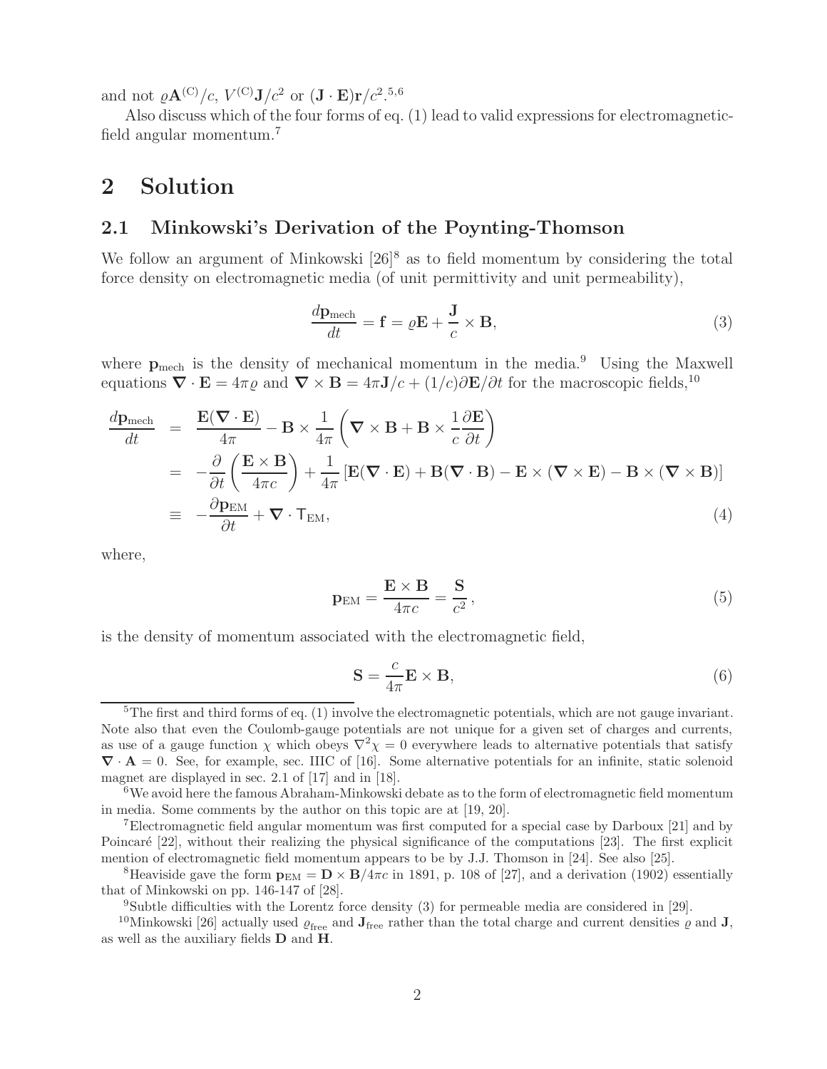and not $\varrho \mathbf{A}^{(C)}/c$, $V^{(C)}\mathbf{J}/c^2$ or $(\mathbf{J}\cdot\mathbf{E})\mathbf{r}/c^2$.[5,6]

Also discuss which of the four forms of eq. (1) lead to valid expressions for electromagnetic-field angular momentum.[7]

## 2 Solution

### 2.1 Minkowski's Derivation of the Poynting-Thomson

We follow an argument of Minkowski [26][8] as to field momentum by considering the total force density on electromagnetic media (of unit permittivity and unit permeability),

$$\frac{d\mathbf{p}_{\rm mech}}{dt} = \mathbf{f} = \varrho \mathbf{E} + \frac{\mathbf{J}}{c}\times\mathbf{B}, \tag{3}$$

where $\mathbf{p}_{\rm mech}$ is the density of mechanical momentum in the media.[9] Using the Maxwell equations $\boldsymbol{\nabla}\cdot\mathbf{E} = 4\pi\varrho$ and $\boldsymbol{\nabla}\times\mathbf{B} = 4\pi\mathbf{J}/c + (1/c)\partial\mathbf{E}/\partial t$ for the macroscopic fields,[10]

$$\begin{aligned}
\frac{d\mathbf{p}_{\rm mech}}{dt} &= \frac{\mathbf{E}(\boldsymbol{\nabla}\cdot\mathbf{E})}{4\pi} - \mathbf{B}\times\frac{1}{4\pi}\left(\boldsymbol{\nabla}\times\mathbf{B} + \mathbf{B}\times\frac{1}{c}\frac{\partial\mathbf{E}}{\partial t}\right) \\
&= -\frac{\partial}{\partial t}\left(\frac{\mathbf{E}\times\mathbf{B}}{4\pi c}\right) + \frac{1}{4\pi}\left[\mathbf{E}(\boldsymbol{\nabla}\cdot\mathbf{E}) + \mathbf{B}(\boldsymbol{\nabla}\cdot\mathbf{B}) - \mathbf{E}\times(\boldsymbol{\nabla}\times\mathbf{E}) - \mathbf{B}\times(\boldsymbol{\nabla}\times\mathbf{B})\right] \\
&\equiv -\frac{\partial\mathbf{p}_{\rm EM}}{\partial t} + \boldsymbol{\nabla}\cdot\mathsf{T}_{\rm EM},
\end{aligned} \tag{4}$$

where,

$$\mathbf{p}_{\rm EM} = \frac{\mathbf{E}\times\mathbf{B}}{4\pi c} = \frac{\mathbf{S}}{c^2}, \tag{5}$$

is the density of momentum associated with the electromagnetic field,

$$\mathbf{S} = \frac{c}{4\pi}\mathbf{E}\times\mathbf{B}, \tag{6}$$

---

[5] The first and third forms of eq. (1) involve the electromagnetic potentials, which are not gauge invariant. Note also that even the Coulomb-gauge potentials are not unique for a given set of charges and currents, as use of a gauge function $\chi$ which obeys $\nabla^2\chi = 0$ everywhere leads to alternative potentials that satisfy $\boldsymbol{\nabla}\cdot\mathbf{A} = 0$. See, for example, sec. IIIC of [16]. Some alternative potentials for an infinite, static solenoid magnet are displayed in sec. 2.1 of [17] and in [18].

[6] We avoid here the famous Abraham-Minkowski debate as to the form of electromagnetic field momentum in media. Some comments by the author on this topic are at [19, 20].

[7] Electromagnetic field angular momentum was first computed for a special case by Darboux [21] and by Poincaré [22], without their realizing the physical significance of the computations [23]. The first explicit mention of electromagnetic field momentum appears to be by J.J. Thomson in [24]. See also [25].

[8] Heaviside gave the form $\mathbf{p}_{\rm EM} = \mathbf{D}\times\mathbf{B}/4\pi c$ in 1891, p. 108 of [27], and a derivation (1902) essentially that of Minkowski on pp. 146-147 of [28].

[9] Subtle difficulties with the Lorentz force density (3) for permeable media are considered in [29].

[10] Minkowski [26] actually used $\varrho_{\rm free}$ and $\mathbf{J}_{\rm free}$ rather than the total charge and current densities $\varrho$ and $\mathbf{J}$, as well as the auxiliary fields $\mathbf{D}$ and $\mathbf{H}$.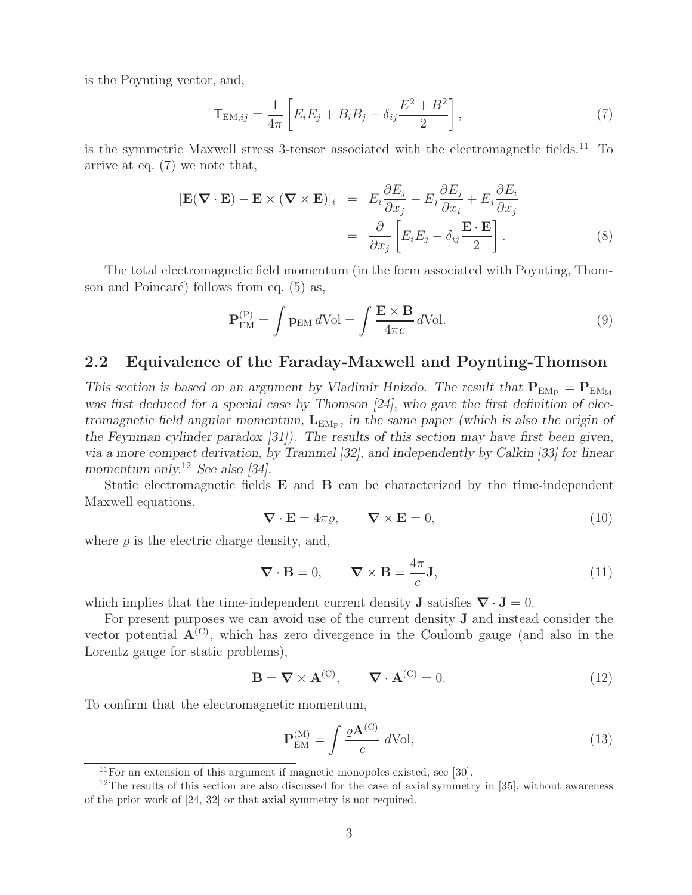is the Poynting vector, and,

$$\mathsf{T}_{\mathrm{EM},ij} = \frac{1}{4\pi}\left[E_i E_j + B_i B_j - \delta_{ij}\frac{E^2 + B^2}{2}\right], \tag{7}$$

is the symmetric Maxwell stress 3-tensor associated with the electromagnetic fields.[11] To arrive at eq. (7) we note that,

$$\begin{aligned}
[\mathbf{E}(\boldsymbol{\nabla}\cdot\mathbf{E}) - \mathbf{E}\times(\boldsymbol{\nabla}\times\mathbf{E})]_i &= E_i\frac{\partial E_j}{\partial x_j} - E_j\frac{\partial E_j}{\partial x_i} + E_j\frac{\partial E_i}{\partial x_j} \\
&= \frac{\partial}{\partial x_j}\left[E_i E_j - \delta_{ij}\frac{\mathbf{E}\cdot\mathbf{E}}{2}\right].
\end{aligned} \tag{8}$$

The total electromagnetic field momentum (in the form associated with Poynting, Thomson and Poincaré) follows from eq. (5) as,

$$\mathbf{P}_{\mathrm{EM}}^{(\mathrm{P})} = \int \mathbf{p}_{\mathrm{EM}}\, d\mathrm{Vol} = \int \frac{\mathbf{E}\times\mathbf{B}}{4\pi c}\, d\mathrm{Vol}. \tag{9}$$

## 2.2 Equivalence of the Faraday-Maxwell and Poynting-Thomson

*This section is based on an argument by Vladimir Hnizdo. The result that $\mathbf{P}_{\mathrm{EM_P}} = \mathbf{P}_{\mathrm{EM_M}}$ was first deduced for a special case by Thomson [24], who gave the first definition of electromagnetic field angular momentum, $\mathbf{L}_{\mathrm{EM_P}}$, in the same paper (which is also the origin of the Feynman cylinder paradox [31]). The results of this section may have first been given, via a more compact derivation, by Trammel [32], and independently by Calkin [33] for linear momentum only.[12] See also [34].*

Static electromagnetic fields $\mathbf{E}$ and $\mathbf{B}$ can be characterized by the time-independent Maxwell equations,

$$\boldsymbol{\nabla}\cdot\mathbf{E} = 4\pi\varrho, \qquad \boldsymbol{\nabla}\times\mathbf{E} = 0, \tag{10}$$

where $\varrho$ is the electric charge density, and,

$$\boldsymbol{\nabla}\cdot\mathbf{B} = 0, \qquad \boldsymbol{\nabla}\times\mathbf{B} = \frac{4\pi}{c}\mathbf{J}, \tag{11}$$

which implies that the time-independent current density $\mathbf{J}$ satisfies $\boldsymbol{\nabla}\cdot\mathbf{J} = 0$.

For present purposes we can avoid use of the current density $\mathbf{J}$ and instead consider the vector potential $\mathbf{A}^{(\mathrm{C})}$, which has zero divergence in the Coulomb gauge (and also in the Lorentz gauge for static problems),

$$\mathbf{B} = \boldsymbol{\nabla}\times\mathbf{A}^{(\mathrm{C})}, \qquad \boldsymbol{\nabla}\cdot\mathbf{A}^{(\mathrm{C})} = 0. \tag{12}$$

To confirm that the electromagnetic momentum,

$$\mathbf{P}_{\mathrm{EM}}^{(\mathrm{M})} = \int \frac{\varrho\mathbf{A}^{(\mathrm{C})}}{c}\, d\mathrm{Vol}, \tag{13}$$

[11] For an extension of this argument if magnetic monopoles existed, see [30].

[12] The results of this section are also discussed for the case of axial symmetry in [35], without awareness of the prior work of [24, 32] or that axial symmetry is not required.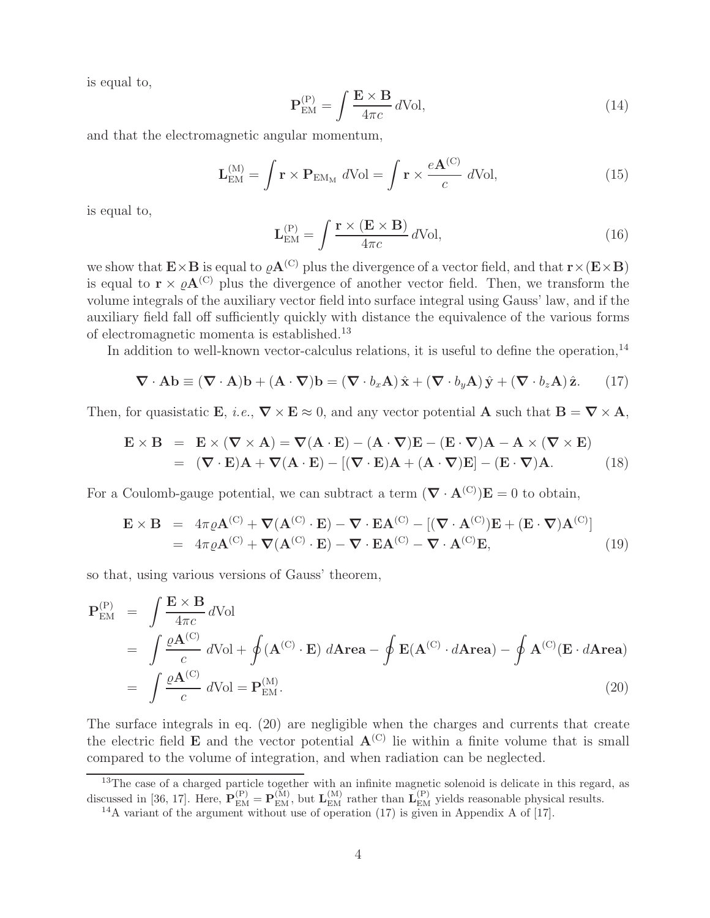is equal to,

$$\mathbf{P}_{\rm EM}^{\rm (P)} = \int \frac{\mathbf{E} \times \mathbf{B}}{4\pi c}\, d{\rm Vol}, \tag{14}$$

and that the electromagnetic angular momentum,

$$\mathbf{L}_{\rm EM}^{\rm (M)} = \int \mathbf{r} \times \mathbf{P}_{\rm EM_M}\ d{\rm Vol} = \int \mathbf{r} \times \frac{e\mathbf{A}^{\rm (C)}}{c}\ d{\rm Vol}, \tag{15}$$

is equal to,

$$\mathbf{L}_{\rm EM}^{\rm (P)} = \int \frac{\mathbf{r} \times (\mathbf{E} \times \mathbf{B})}{4\pi c}\, d{\rm Vol}, \tag{16}$$

we show that $\mathbf{E}\times\mathbf{B}$ is equal to $\varrho\mathbf{A}^{\rm (C)}$ plus the divergence of a vector field, and that $\mathbf{r}\times(\mathbf{E}\times\mathbf{B})$ is equal to $\mathbf{r} \times \varrho\mathbf{A}^{\rm (C)}$ plus the divergence of another vector field. Then, we transform the volume integrals of the auxiliary vector field into surface integral using Gauss' law, and if the auxiliary field fall off sufficiently quickly with distance the equivalence of the various forms of electromagnetic momenta is established.[13]

In addition to well-known vector-calculus relations, it is useful to define the operation,[14]

$$\boldsymbol{\nabla} \cdot \mathbf{A}\mathbf{b} \equiv (\boldsymbol{\nabla} \cdot \mathbf{A})\mathbf{b} + (\mathbf{A} \cdot \boldsymbol{\nabla})\mathbf{b} = (\boldsymbol{\nabla} \cdot b_x\mathbf{A})\,\hat{\mathbf{x}} + (\boldsymbol{\nabla} \cdot b_y\mathbf{A})\,\hat{\mathbf{y}} + (\boldsymbol{\nabla} \cdot b_z\mathbf{A})\,\hat{\mathbf{z}}. \tag{17}$$

Then, for quasistatic $\mathbf{E}$, *i.e.*, $\boldsymbol{\nabla} \times \mathbf{E} \approx 0$, and any vector potential $\mathbf{A}$ such that $\mathbf{B} = \boldsymbol{\nabla} \times \mathbf{A}$,

$$\begin{aligned}
\mathbf{E} \times \mathbf{B} &= \mathbf{E} \times (\boldsymbol{\nabla} \times \mathbf{A}) = \boldsymbol{\nabla}(\mathbf{A} \cdot \mathbf{E}) - (\mathbf{A} \cdot \boldsymbol{\nabla})\mathbf{E} - (\mathbf{E} \cdot \boldsymbol{\nabla})\mathbf{A} - \mathbf{A} \times (\boldsymbol{\nabla} \times \mathbf{E}) \\
&= (\boldsymbol{\nabla} \cdot \mathbf{E})\mathbf{A} + \boldsymbol{\nabla}(\mathbf{A} \cdot \mathbf{E}) - [(\boldsymbol{\nabla} \cdot \mathbf{E})\mathbf{A} + (\mathbf{A} \cdot \boldsymbol{\nabla})\mathbf{E}] - (\mathbf{E} \cdot \boldsymbol{\nabla})\mathbf{A}.
\end{aligned} \tag{18}$$

For a Coulomb-gauge potential, we can subtract a term $(\boldsymbol{\nabla} \cdot \mathbf{A}^{\rm (C)})\mathbf{E} = 0$ to obtain,

$$\begin{aligned}
\mathbf{E} \times \mathbf{B} &= 4\pi\varrho\mathbf{A}^{\rm (C)} + \boldsymbol{\nabla}(\mathbf{A}^{\rm (C)} \cdot \mathbf{E}) - \boldsymbol{\nabla} \cdot \mathbf{E}\mathbf{A}^{\rm (C)} - [(\boldsymbol{\nabla} \cdot \mathbf{A}^{\rm (C)})\mathbf{E} + (\mathbf{E} \cdot \boldsymbol{\nabla})\mathbf{A}^{\rm (C)}] \\
&= 4\pi\varrho\mathbf{A}^{\rm (C)} + \boldsymbol{\nabla}(\mathbf{A}^{\rm (C)} \cdot \mathbf{E}) - \boldsymbol{\nabla} \cdot \mathbf{E}\mathbf{A}^{\rm (C)} - \boldsymbol{\nabla} \cdot \mathbf{A}^{\rm (C)}\mathbf{E},
\end{aligned} \tag{19}$$

so that, using various versions of Gauss' theorem,

$$\begin{aligned}
\mathbf{P}_{\rm EM}^{\rm (P)} &= \int \frac{\mathbf{E} \times \mathbf{B}}{4\pi c}\, d{\rm Vol} \\
&= \int \frac{\varrho\mathbf{A}^{\rm (C)}}{c}\ d{\rm Vol} + \oint (\mathbf{A}^{\rm (C)} \cdot \mathbf{E})\ d\mathbf{Area} - \oint \mathbf{E}(\mathbf{A}^{\rm (C)} \cdot d\mathbf{Area}) - \oint \mathbf{A}^{\rm (C)}(\mathbf{E} \cdot d\mathbf{Area}) \\
&= \int \frac{\varrho\mathbf{A}^{\rm (C)}}{c}\ d{\rm Vol} = \mathbf{P}_{\rm EM}^{\rm (M)}.
\end{aligned} \tag{20}$$

The surface integrals in eq. (20) are negligible when the charges and currents that create the electric field $\mathbf{E}$ and the vector potential $\mathbf{A}^{\rm (C)}$ lie within a finite volume that is small compared to the volume of integration, and when radiation can be neglected.

---

[13] The case of a charged particle together with an infinite magnetic solenoid is delicate in this regard, as discussed in [36, 17]. Here, $\mathbf{P}_{\rm EM}^{\rm (P)} = \mathbf{P}_{\rm EM}^{\rm (M)}$, but $\mathbf{L}_{\rm EM}^{\rm (M)}$ rather than $\mathbf{L}_{\rm EM}^{\rm (P)}$ yields reasonable physical results.

[14] A variant of the argument without use of operation (17) is given in Appendix A of [17].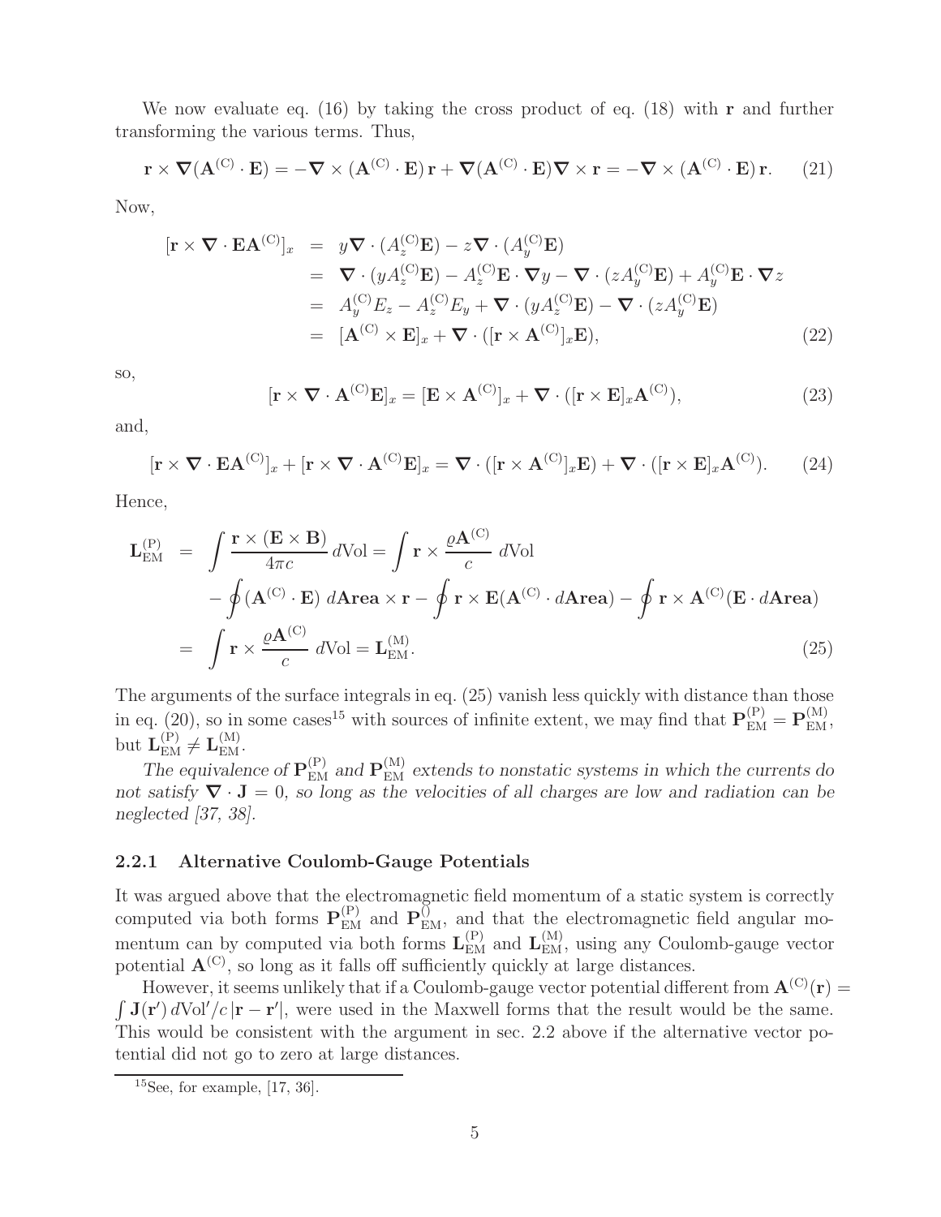We now evaluate eq. (16) by taking the cross product of eq. (18) with $\mathbf{r}$ and further transforming the various terms. Thus,

$$\mathbf{r} \times \boldsymbol{\nabla}(\mathbf{A}^{(\mathrm{C})} \cdot \mathbf{E}) = -\boldsymbol{\nabla} \times (\mathbf{A}^{(\mathrm{C})} \cdot \mathbf{E})\,\mathbf{r} + \boldsymbol{\nabla}(\mathbf{A}^{(\mathrm{C})} \cdot \mathbf{E}) \boldsymbol{\nabla} \times \mathbf{r} = -\boldsymbol{\nabla} \times (\mathbf{A}^{(\mathrm{C})} \cdot \mathbf{E})\,\mathbf{r}. \tag{21}$$

Now,

$$\begin{aligned}
[\mathbf{r} \times \boldsymbol{\nabla} \cdot \mathbf{E}\mathbf{A}^{(\mathrm{C})}]_x &= y \boldsymbol{\nabla} \cdot (A_z^{(\mathrm{C})}\mathbf{E}) - z \boldsymbol{\nabla} \cdot (A_y^{(\mathrm{C})}\mathbf{E}) \\
&= \boldsymbol{\nabla} \cdot (y A_z^{(\mathrm{C})}\mathbf{E}) - A_z^{(\mathrm{C})}\mathbf{E} \cdot \boldsymbol{\nabla} y - \boldsymbol{\nabla} \cdot (z A_y^{(\mathrm{C})}\mathbf{E}) + A_y^{(\mathrm{C})}\mathbf{E} \cdot \boldsymbol{\nabla} z \\
&= A_y^{(\mathrm{C})} E_z - A_z^{(\mathrm{C})} E_y + \boldsymbol{\nabla} \cdot (y A_z^{(\mathrm{C})}\mathbf{E}) - \boldsymbol{\nabla} \cdot (z A_y^{(\mathrm{C})}\mathbf{E}) \\
&= [\mathbf{A}^{(\mathrm{C})} \times \mathbf{E}]_x + \boldsymbol{\nabla} \cdot ([\mathbf{r} \times \mathbf{A}^{(\mathrm{C})}]_x \mathbf{E}),
\end{aligned} \tag{22}$$

so,

$$[\mathbf{r} \times \boldsymbol{\nabla} \cdot \mathbf{A}^{(\mathrm{C})}\mathbf{E}]_x = [\mathbf{E} \times \mathbf{A}^{(\mathrm{C})}]_x + \boldsymbol{\nabla} \cdot ([\mathbf{r} \times \mathbf{E}]_x \mathbf{A}^{(\mathrm{C})}), \tag{23}$$

and,

$$[\mathbf{r} \times \boldsymbol{\nabla} \cdot \mathbf{E}\mathbf{A}^{(\mathrm{C})}]_x + [\mathbf{r} \times \boldsymbol{\nabla} \cdot \mathbf{A}^{(\mathrm{C})}\mathbf{E}]_x = \boldsymbol{\nabla} \cdot ([\mathbf{r} \times \mathbf{A}^{(\mathrm{C})}]_x \mathbf{E}) + \boldsymbol{\nabla} \cdot ([\mathbf{r} \times \mathbf{E}]_x \mathbf{A}^{(\mathrm{C})}). \tag{24}$$

Hence,

$$\begin{aligned}
\mathbf{L}_{\mathrm{EM}}^{(\mathrm{P})} &= \int \frac{\mathbf{r} \times (\mathbf{E} \times \mathbf{B})}{4\pi c}\, d\mathrm{Vol} = \int \mathbf{r} \times \frac{\varrho \mathbf{A}^{(\mathrm{C})}}{c}\, d\mathrm{Vol} \\
&\quad - \oint (\mathbf{A}^{(\mathrm{C})} \cdot \mathbf{E})\, d\mathbf{Area} \times \mathbf{r} - \oint \mathbf{r} \times \mathbf{E}(\mathbf{A}^{(\mathrm{C})} \cdot d\mathbf{Area}) - \oint \mathbf{r} \times \mathbf{A}^{(\mathrm{C})}(\mathbf{E} \cdot d\mathbf{Area}) \\
&= \int \mathbf{r} \times \frac{\varrho \mathbf{A}^{(\mathrm{C})}}{c}\, d\mathrm{Vol} = \mathbf{L}_{\mathrm{EM}}^{(\mathrm{M})}.
\end{aligned} \tag{25}$$

The arguments of the surface integrals in eq. (25) vanish less quickly with distance than those in eq. (20), so in some cases[15] with sources of infinite extent, we may find that $\mathbf{P}_{\mathrm{EM}}^{(\mathrm{P})} = \mathbf{P}_{\mathrm{EM}}^{(\mathrm{M})}$, but $\mathbf{L}_{\mathrm{EM}}^{(\mathrm{P})} \neq \mathbf{L}_{\mathrm{EM}}^{(\mathrm{M})}$.

*The equivalence of $\mathbf{P}_{\mathrm{EM}}^{(\mathrm{P})}$ and $\mathbf{P}_{\mathrm{EM}}^{(\mathrm{M})}$ extends to nonstatic systems in which the currents do not satisfy $\boldsymbol{\nabla} \cdot \mathbf{J} = 0$, so long as the velocities of all charges are low and radiation can be neglected [37, 38].*

### 2.2.1 Alternative Coulomb-Gauge Potentials

It was argued above that the electromagnetic field momentum of a static system is correctly computed via both forms $\mathbf{P}_{\mathrm{EM}}^{(\mathrm{P})}$ and $\mathbf{P}_{\mathrm{EM}}^{()}$, and that the electromagnetic field angular momentum can by computed via both forms $\mathbf{L}_{\mathrm{EM}}^{(\mathrm{P})}$ and $\mathbf{L}_{\mathrm{EM}}^{(\mathrm{M})}$, using any Coulomb-gauge vector potential $\mathbf{A}^{(\mathrm{C})}$, so long as it falls off sufficiently quickly at large distances.

However, it seems unlikely that if a Coulomb-gauge vector potential different from $\mathbf{A}^{(\mathrm{C})}(\mathbf{r}) = \int \mathbf{J}(\mathbf{r}')\, d\mathrm{Vol}'/c\, |\mathbf{r} - \mathbf{r}'|$, were used in the Maxwell forms that the result would be the same. This would be consistent with the argument in sec. 2.2 above if the alternative vector potential did not go to zero at large distances.

[15] See, for example, [17, 36].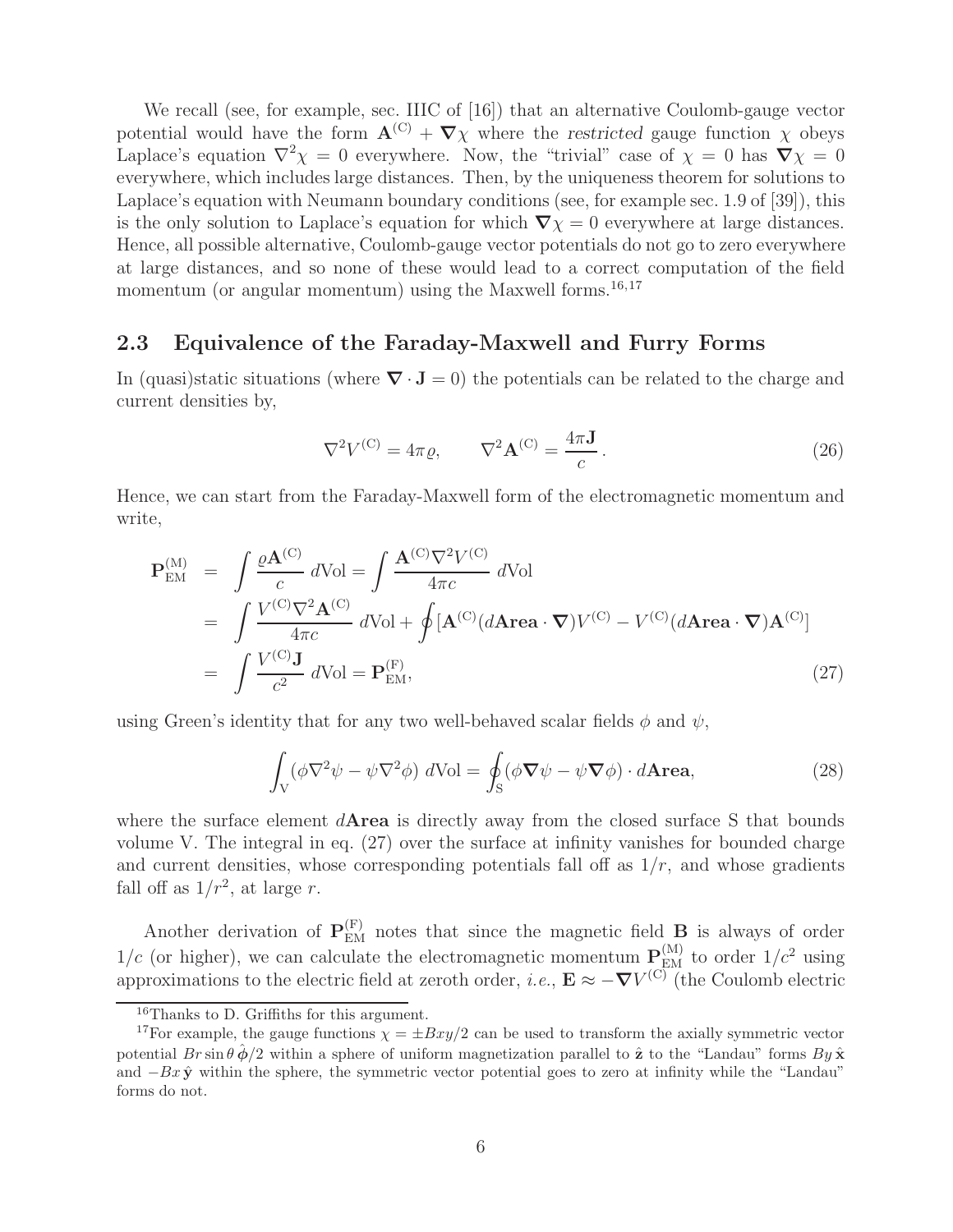We recall (see, for example, sec. IIIC of [16]) that an alternative Coulomb-gauge vector potential would have the form $\mathbf{A}^{(C)} + \boldsymbol{\nabla}\chi$ where the *restricted* gauge function $\chi$ obeys Laplace's equation $\nabla^2\chi = 0$ everywhere. Now, the "trivial" case of $\chi = 0$ has $\boldsymbol{\nabla}\chi = 0$ everywhere, which includes large distances. Then, by the uniqueness theorem for solutions to Laplace's equation with Neumann boundary conditions (see, for example sec. 1.9 of [39]), this is the only solution to Laplace's equation for which $\boldsymbol{\nabla}\chi = 0$ everywhere at large distances. Hence, all possible alternative, Coulomb-gauge vector potentials do not go to zero everywhere at large distances, and so none of these would lead to a correct computation of the field momentum (or angular momentum) using the Maxwell forms.[16,17]

## 2.3 Equivalence of the Faraday-Maxwell and Furry Forms

In (quasi)static situations (where $\boldsymbol{\nabla}\cdot\mathbf{J} = 0$) the potentials can be related to the charge and current densities by,

$$\nabla^2 V^{(C)} = 4\pi\varrho, \qquad \nabla^2 \mathbf{A}^{(C)} = \frac{4\pi\mathbf{J}}{c}. \tag{26}$$

Hence, we can start from the Faraday-Maxwell form of the electromagnetic momentum and write,

$$\begin{aligned}
\mathbf{P}_{\rm EM}^{(M)} &= \int \frac{\varrho\mathbf{A}^{(C)}}{c}\, d\mathrm{Vol} = \int \frac{\mathbf{A}^{(C)}\nabla^2 V^{(C)}}{4\pi c}\, d\mathrm{Vol} \\
&= \int \frac{V^{(C)}\nabla^2\mathbf{A}^{(C)}}{4\pi c}\, d\mathrm{Vol} + \oint [\mathbf{A}^{(C)}(d\mathbf{Area}\cdot\boldsymbol{\nabla})V^{(C)} - V^{(C)}(d\mathbf{Area}\cdot\boldsymbol{\nabla})\mathbf{A}^{(C)}] \\
&= \int \frac{V^{(C)}\mathbf{J}}{c^2}\, d\mathrm{Vol} = \mathbf{P}_{\rm EM}^{(F)},
\end{aligned} \tag{27}$$

using Green's identity that for any two well-behaved scalar fields $\phi$ and $\psi$,

$$\int_{\rm V} (\phi\nabla^2\psi - \psi\nabla^2\phi)\, d\mathrm{Vol} = \oint_{\rm S} (\phi\boldsymbol{\nabla}\psi - \psi\boldsymbol{\nabla}\phi)\cdot d\mathbf{Area}, \tag{28}$$

where the surface element $d\mathbf{Area}$ is directly away from the closed surface S that bounds volume V. The integral in eq. (27) over the surface at infinity vanishes for bounded charge and current densities, whose corresponding potentials fall off as $1/r$, and whose gradients fall off as $1/r^2$, at large $r$.

Another derivation of $\mathbf{P}_{\rm EM}^{(F)}$ notes that since the magnetic field $\mathbf{B}$ is always of order $1/c$ (or higher), we can calculate the electromagnetic momentum $\mathbf{P}_{\rm EM}^{(M)}$ to order $1/c^2$ using approximations to the electric field at zeroth order, *i.e.*, $\mathbf{E} \approx -\boldsymbol{\nabla}V^{(C)}$ (the Coulomb electric

[16] Thanks to D. Griffiths for this argument.

[17] For example, the gauge functions $\chi = \pm Bxy/2$ can be used to transform the axially symmetric vector potential $Br\sin\theta\,\hat{\boldsymbol{\phi}}/2$ within a sphere of uniform magnetization parallel to $\hat{\mathbf{z}}$ to the "Landau" forms $By\,\hat{\mathbf{x}}$ and $-Bx\,\hat{\mathbf{y}}$ within the sphere, the symmetric vector potential goes to zero at infinity while the "Landau" forms do not.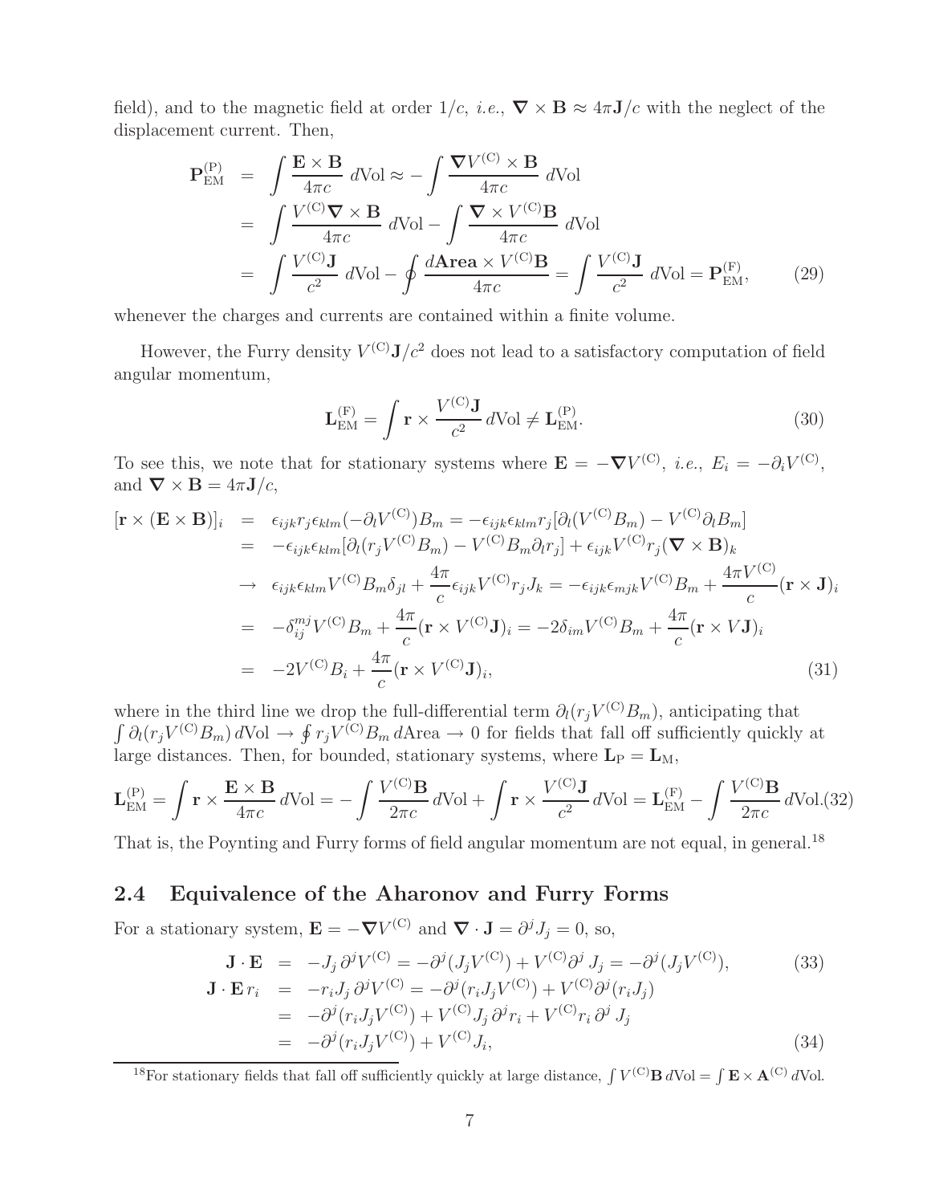field), and to the magnetic field at order $1/c$, *i.e.*, $\boldsymbol{\nabla} \times \mathbf{B} \approx 4\pi \mathbf{J}/c$ with the neglect of the displacement current. Then,

$$
\begin{aligned}
\mathbf{P}_{\rm EM}^{(\rm P)} &= \int \frac{\mathbf{E} \times \mathbf{B}}{4\pi c}\, d\text{Vol} \approx -\int \frac{\boldsymbol{\nabla} V^{(\rm C)} \times \mathbf{B}}{4\pi c}\, d\text{Vol} \\
&= \int \frac{V^{(\rm C)} \boldsymbol{\nabla} \times \mathbf{B}}{4\pi c}\, d\text{Vol} - \int \frac{\boldsymbol{\nabla} \times V^{(\rm C)} \mathbf{B}}{4\pi c}\, d\text{Vol} \\
&= \int \frac{V^{(\rm C)} \mathbf{J}}{c^2}\, d\text{Vol} - \oint \frac{d\mathbf{Area} \times V^{(\rm C)} \mathbf{B}}{4\pi c} = \int \frac{V^{(\rm C)} \mathbf{J}}{c^2}\, d\text{Vol} = \mathbf{P}_{\rm EM}^{(\rm F)}, \qquad (29)
\end{aligned}
$$

whenever the charges and currents are contained within a finite volume.

However, the Furry density $V^{(\rm C)}\mathbf{J}/c^2$ does not lead to a satisfactory computation of field angular momentum,

$$
\mathbf{L}_{\rm EM}^{(\rm F)} = \int \mathbf{r} \times \frac{V^{(\rm C)} \mathbf{J}}{c^2}\, d\text{Vol} \neq \mathbf{L}_{\rm EM}^{(\rm P)}. \qquad (30)
$$

To see this, we note that for stationary systems where $\mathbf{E} = -\boldsymbol{\nabla} V^{(\rm C)}$, *i.e.*, $E_i = -\partial_i V^{(\rm C)}$, and $\boldsymbol{\nabla} \times \mathbf{B} = 4\pi \mathbf{J}/c$,

$$
\begin{aligned}
[\mathbf{r} \times (\mathbf{E} \times \mathbf{B})]_i &= \epsilon_{ijk} r_j \epsilon_{klm} (-\partial_l V^{(\rm C)}) B_m = -\epsilon_{ijk} \epsilon_{klm} r_j [\partial_l (V^{(\rm C)} B_m) - V^{(\rm C)} \partial_l B_m] \\
&= -\epsilon_{ijk} \epsilon_{klm} [\partial_l (r_j V^{(\rm C)} B_m) - V^{(\rm C)} B_m \partial_l r_j] + \epsilon_{ijk} V^{(\rm C)} r_j (\boldsymbol{\nabla} \times \mathbf{B})_k \\
&\to \epsilon_{ijk} \epsilon_{klm} V^{(\rm C)} B_m \delta_{jl} + \frac{4\pi}{c} \epsilon_{ijk} V^{(\rm C)} r_j J_k = -\epsilon_{ijk} \epsilon_{mjk} V^{(\rm C)} B_m + \frac{4\pi V^{(\rm C)}}{c} (\mathbf{r} \times \mathbf{J})_i \\
&= -\delta_{ij}^{mj} V^{(\rm C)} B_m + \frac{4\pi}{c} (\mathbf{r} \times V^{(\rm C)} \mathbf{J})_i = -2\delta_{im} V^{(\rm C)} B_m + \frac{4\pi}{c} (\mathbf{r} \times V \mathbf{J})_i \\
&= -2 V^{(\rm C)} B_i + \frac{4\pi}{c} (\mathbf{r} \times V^{(\rm C)} \mathbf{J})_i, \qquad (31)
\end{aligned}
$$

where in the third line we drop the full-differential term $\partial_l (r_j V^{(\rm C)} B_m)$, anticipating that $\int \partial_l (r_j V^{(\rm C)} B_m)\, d\text{Vol} \to \oint r_j V^{(\rm C)} B_m\, d\text{Area} \to 0$ for fields that fall off sufficiently quickly at large distances. Then, for bounded, stationary systems, where $\mathbf{L}_{\rm P} = \mathbf{L}_{\rm M}$,

$$
\mathbf{L}_{\rm EM}^{(\rm P)} = \int \mathbf{r} \times \frac{\mathbf{E} \times \mathbf{B}}{4\pi c}\, d\text{Vol} = -\int \frac{V^{(\rm C)} \mathbf{B}}{2\pi c}\, d\text{Vol} + \int \mathbf{r} \times \frac{V^{(\rm C)} \mathbf{J}}{c^2}\, d\text{Vol} = \mathbf{L}_{\rm EM}^{(\rm F)} - \int \frac{V^{(\rm C)} \mathbf{B}}{2\pi c}\, d\text{Vol}. \qquad (32)
$$

That is, the Poynting and Furry forms of field angular momentum are not equal, in general.[18]

## 2.4 Equivalence of the Aharonov and Furry Forms

For a stationary system, $\mathbf{E} = -\boldsymbol{\nabla} V^{(\rm C)}$ and $\boldsymbol{\nabla} \cdot \mathbf{J} = \partial^j J_j = 0$, so,

$$
\mathbf{J} \cdot \mathbf{E} = -J_j\, \partial^j V^{(\rm C)} = -\partial^j (J_j V^{(\rm C)}) + V^{(\rm C)} \partial^j\, J_j = -\partial^j (J_j V^{(\rm C)}), \qquad (33)
$$

$$
\begin{aligned}
\mathbf{J} \cdot \mathbf{E}\, r_i &= -r_i J_j\, \partial^j V^{(\rm C)} = -\partial^j (r_i J_j V^{(\rm C)}) + V^{(\rm C)} \partial^j (r_i J_j) \\
&= -\partial^j (r_i J_j V^{(\rm C)}) + V^{(\rm C)} J_j\, \partial^j r_i + V^{(\rm C)} r_i\, \partial^j\, J_j \\
&= -\partial^j (r_i J_j V^{(\rm C)}) + V^{(\rm C)} J_i, \qquad (34)
\end{aligned}
$$

[18] For stationary fields that fall off sufficiently quickly at large distance, $\int V^{(\rm C)} \mathbf{B}\, d\text{Vol} = \int \mathbf{E} \times \mathbf{A}^{(\rm C)}\, d\text{Vol}$.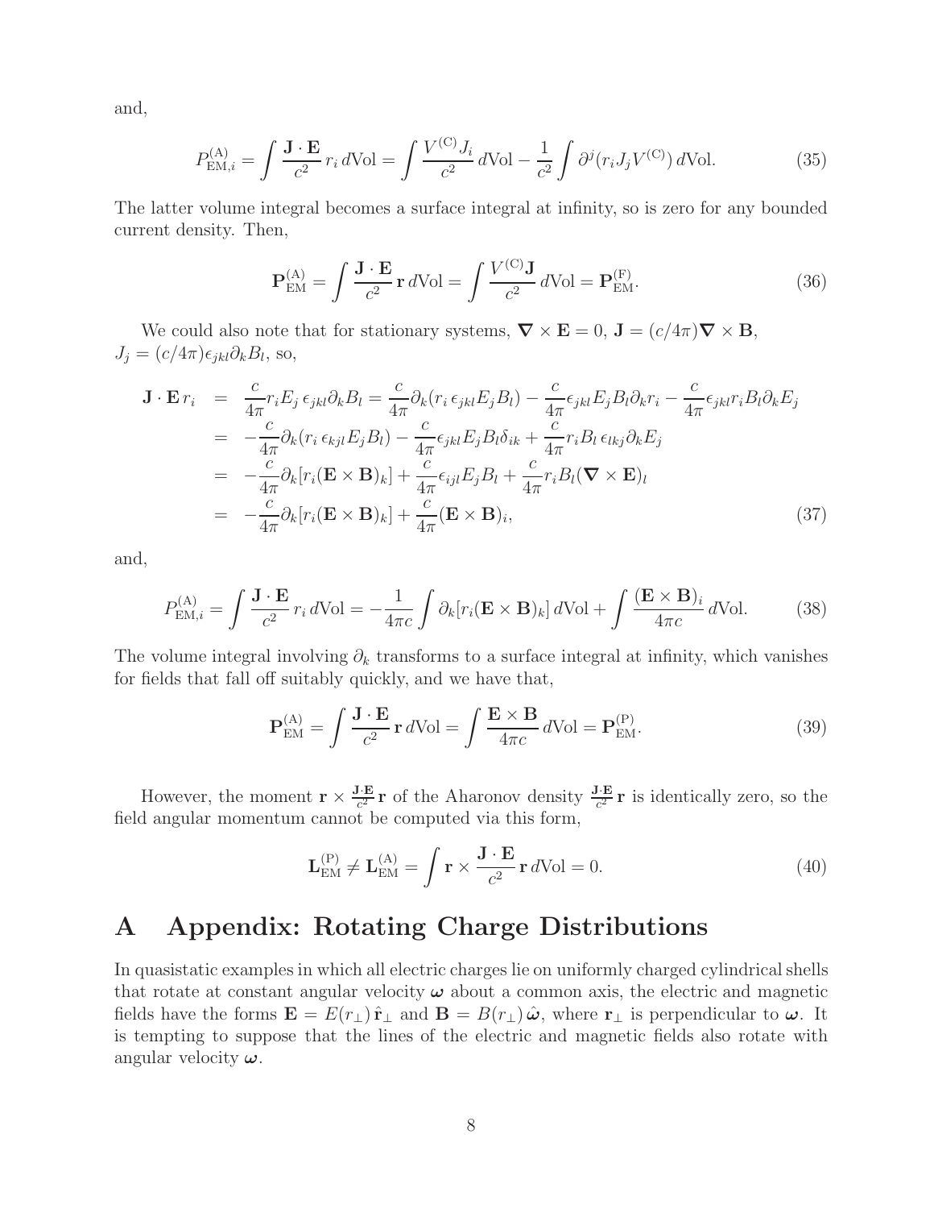and,

$$P_{\mathrm{EM},i}^{(\mathrm{A})} = \int \frac{\mathbf{J}\cdot\mathbf{E}}{c^2}\, r_i \, d\mathrm{Vol} = \int \frac{V^{(\mathrm{C})} J_i}{c^2}\, d\mathrm{Vol} - \frac{1}{c^2}\int \partial^j (r_i J_j V^{(\mathrm{C})})\, d\mathrm{Vol}. \tag{35}$$

The latter volume integral becomes a surface integral at infinity, so is zero for any bounded current density. Then,

$$\mathbf{P}_{\mathrm{EM}}^{(\mathrm{A})} = \int \frac{\mathbf{J}\cdot\mathbf{E}}{c^2}\,\mathbf{r}\, d\mathrm{Vol} = \int \frac{V^{(\mathrm{C})}\mathbf{J}}{c^2}\, d\mathrm{Vol} = \mathbf{P}_{\mathrm{EM}}^{(\mathrm{F})}. \tag{36}$$

We could also note that for stationary systems, $\boldsymbol{\nabla}\times\mathbf{E} = 0$, $\mathbf{J} = (c/4\pi)\boldsymbol{\nabla}\times\mathbf{B}$, $J_j = (c/4\pi)\epsilon_{jkl}\partial_k B_l$, so,

$$\begin{aligned}
\mathbf{J}\cdot\mathbf{E}\, r_i &= \frac{c}{4\pi} r_i E_j\, \epsilon_{jkl}\partial_k B_l = \frac{c}{4\pi}\partial_k (r_i\, \epsilon_{jkl} E_j B_l) - \frac{c}{4\pi}\epsilon_{jkl} E_j B_l \partial_k r_i - \frac{c}{4\pi}\epsilon_{jkl} r_i B_l \partial_k E_j \\
&= -\frac{c}{4\pi}\partial_k (r_i\, \epsilon_{kjl} E_j B_l) - \frac{c}{4\pi}\epsilon_{jkl} E_j B_l \delta_{ik} + \frac{c}{4\pi} r_i B_l\, \epsilon_{lkj}\partial_k E_j \\
&= -\frac{c}{4\pi}\partial_k [r_i (\mathbf{E}\times\mathbf{B})_k] + \frac{c}{4\pi}\epsilon_{ijl} E_j B_l + \frac{c}{4\pi} r_i B_l (\boldsymbol{\nabla}\times\mathbf{E})_l \\
&= -\frac{c}{4\pi}\partial_k [r_i (\mathbf{E}\times\mathbf{B})_k] + \frac{c}{4\pi}(\mathbf{E}\times\mathbf{B})_i,
\end{aligned} \tag{37}$$

and,

$$P_{\mathrm{EM},i}^{(\mathrm{A})} = \int \frac{\mathbf{J}\cdot\mathbf{E}}{c^2}\, r_i\, d\mathrm{Vol} = -\frac{1}{4\pi c}\int \partial_k [r_i (\mathbf{E}\times\mathbf{B})_k]\, d\mathrm{Vol} + \int \frac{(\mathbf{E}\times\mathbf{B})_i}{4\pi c}\, d\mathrm{Vol}. \tag{38}$$

The volume integral involving $\partial_k$ transforms to a surface integral at infinity, which vanishes for fields that fall off suitably quickly, and we have that,

$$\mathbf{P}_{\mathrm{EM}}^{(\mathrm{A})} = \int \frac{\mathbf{J}\cdot\mathbf{E}}{c^2}\,\mathbf{r}\, d\mathrm{Vol} = \int \frac{\mathbf{E}\times\mathbf{B}}{4\pi c}\, d\mathrm{Vol} = \mathbf{P}_{\mathrm{EM}}^{(\mathrm{P})}. \tag{39}$$

However, the moment $\mathbf{r}\times\frac{\mathbf{J}\cdot\mathbf{E}}{c^2}\,\mathbf{r}$ of the Aharonov density $\frac{\mathbf{J}\cdot\mathbf{E}}{c^2}\,\mathbf{r}$ is identically zero, so the field angular momentum cannot be computed via this form,

$$\mathbf{L}_{\mathrm{EM}}^{(\mathrm{P})} \neq \mathbf{L}_{\mathrm{EM}}^{(\mathrm{A})} = \int \mathbf{r}\times\frac{\mathbf{J}\cdot\mathbf{E}}{c^2}\,\mathbf{r}\, d\mathrm{Vol} = 0. \tag{40}$$

# A Appendix: Rotating Charge Distributions

In quasistatic examples in which all electric charges lie on uniformly charged cylindrical shells that rotate at constant angular velocity $\boldsymbol{\omega}$ about a common axis, the electric and magnetic fields have the forms $\mathbf{E} = E(r_\perp)\,\hat{\mathbf{r}}_\perp$ and $\mathbf{B} = B(r_\perp)\,\hat{\boldsymbol{\omega}}$, where $\mathbf{r}_\perp$ is perpendicular to $\boldsymbol{\omega}$. It is tempting to suppose that the lines of the electric and magnetic fields also rotate with angular velocity $\boldsymbol{\omega}$.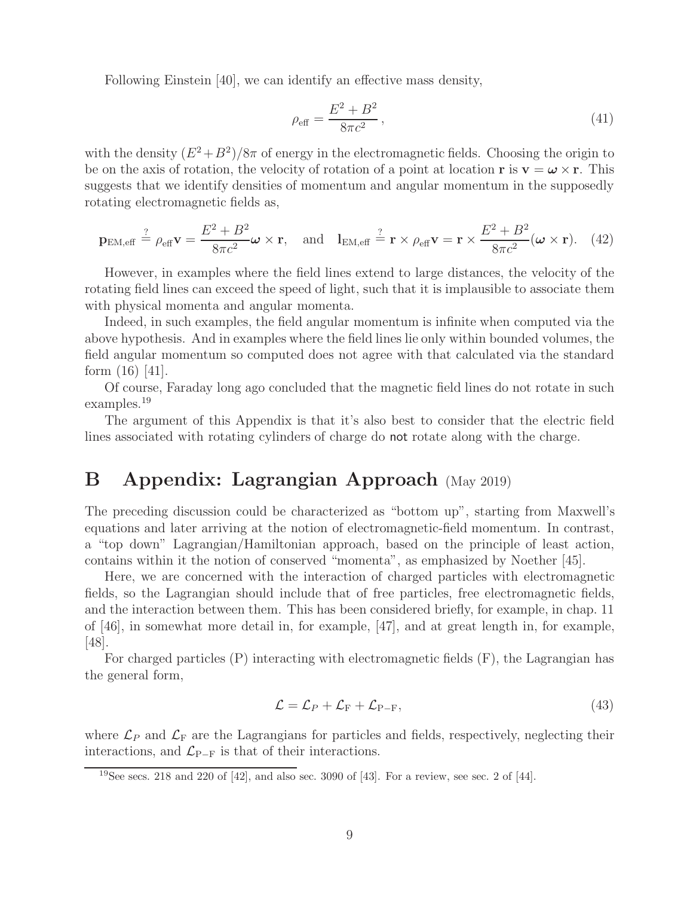Following Einstein [40], we can identify an effective mass density,

$$\rho_{\text{eff}} = \frac{E^2 + B^2}{8\pi c^2}\,, \tag{41}$$

with the density $(E^2+B^2)/8\pi$ of energy in the electromagnetic fields. Choosing the origin to be on the axis of rotation, the velocity of rotation of a point at location $\mathbf{r}$ is $\mathbf{v} = \boldsymbol{\omega}\times\mathbf{r}$. This suggests that we identify densities of momentum and angular momentum in the supposedly rotating electromagnetic fields as,

$$\mathbf{p}_{\text{EM,eff}} \stackrel{?}{=} \rho_{\text{eff}}\mathbf{v} = \frac{E^2+B^2}{8\pi c^2}\boldsymbol{\omega}\times\mathbf{r}, \quad \text{and} \quad \mathbf{l}_{\text{EM,eff}} \stackrel{?}{=} \mathbf{r}\times\rho_{\text{eff}}\mathbf{v} = \mathbf{r}\times\frac{E^2+B^2}{8\pi c^2}(\boldsymbol{\omega}\times\mathbf{r}). \tag{42}$$

However, in examples where the field lines extend to large distances, the velocity of the rotating field lines can exceed the speed of light, such that it is implausible to associate them with physical momenta and angular momenta.

Indeed, in such examples, the field angular momentum is infinite when computed via the above hypothesis. And in examples where the field lines lie only within bounded volumes, the field angular momentum so computed does not agree with that calculated via the standard form (16) [41].

Of course, Faraday long ago concluded that the magnetic field lines do not rotate in such examples.[19]

The argument of this Appendix is that it's also best to consider that the electric field lines associated with rotating cylinders of charge do not rotate along with the charge.

## B Appendix: Lagrangian Approach (May 2019)

The preceding discussion could be characterized as "bottom up", starting from Maxwell's equations and later arriving at the notion of electromagnetic-field momentum. In contrast, a "top down" Lagrangian/Hamiltonian approach, based on the principle of least action, contains within it the notion of conserved "momenta", as emphasized by Noether [45].

Here, we are concerned with the interaction of charged particles with electromagnetic fields, so the Lagrangian should include that of free particles, free electromagnetic fields, and the interaction between them. This has been considered briefly, for example, in chap. 11 of [46], in somewhat more detail in, for example, [47], and at great length in, for example, [48].

For charged particles (P) interacting with electromagnetic fields (F), the Lagrangian has the general form,

$$\mathcal{L} = \mathcal{L}_P + \mathcal{L}_{\text{F}} + \mathcal{L}_{\text{P}-\text{F}}, \tag{43}$$

where $\mathcal{L}_P$ and $\mathcal{L}_{\text{F}}$ are the Lagrangians for particles and fields, respectively, neglecting their interactions, and $\mathcal{L}_{\text{P}-\text{F}}$ is that of their interactions.

[19] See secs. 218 and 220 of [42], and also sec. 3090 of [43]. For a review, see sec. 2 of [44].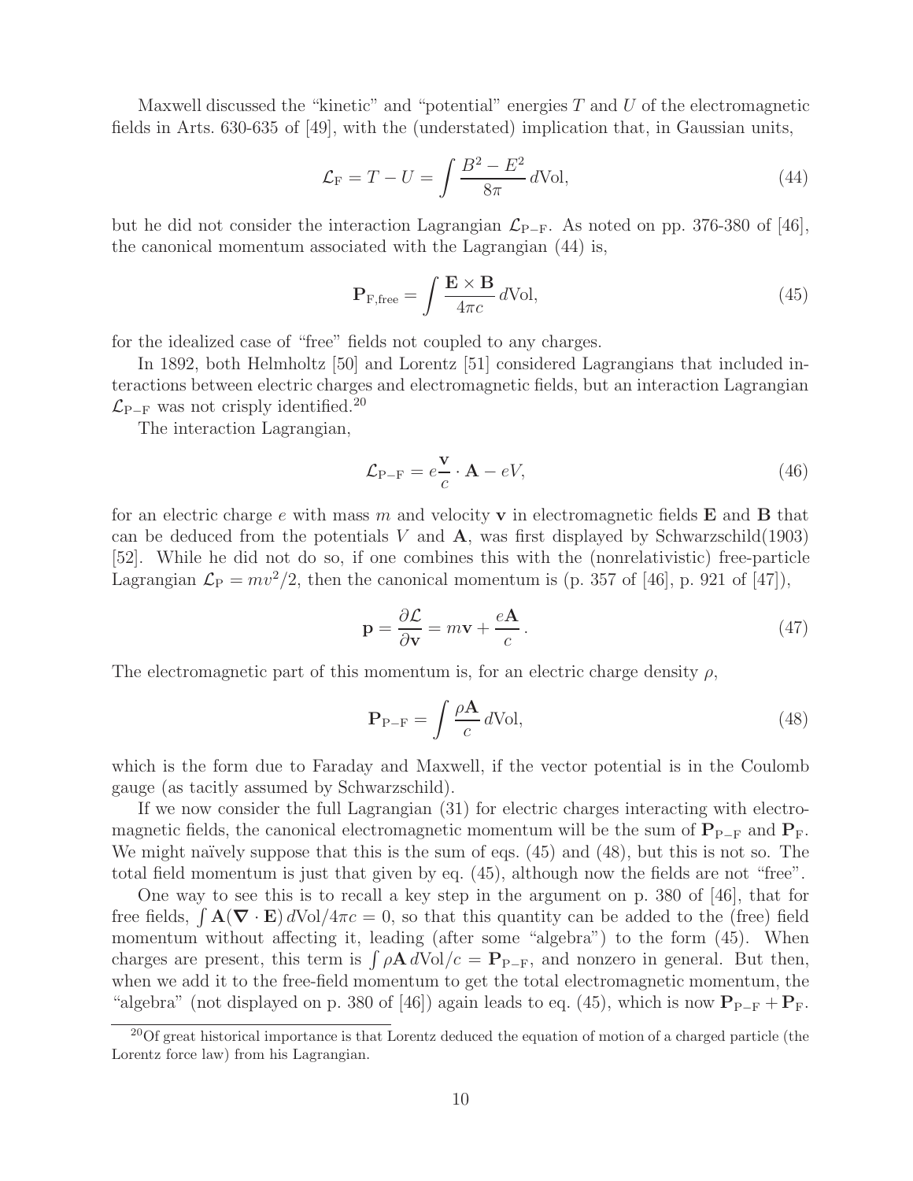Maxwell discussed the "kinetic" and "potential" energies $T$ and $U$ of the electromagnetic fields in Arts. 630-635 of [49], with the (understated) implication that, in Gaussian units,

$$\mathcal{L}_{\rm F} = T - U = \int \frac{B^2 - E^2}{8\pi} \, d{\rm Vol}, \tag{44}$$

but he did not consider the interaction Lagrangian $\mathcal{L}_{\rm P-F}$. As noted on pp. 376-380 of [46], the canonical momentum associated with the Lagrangian (44) is,

$$\mathbf{P}_{\rm F,free} = \int \frac{\mathbf{E} \times \mathbf{B}}{4\pi c} \, d{\rm Vol}, \tag{45}$$

for the idealized case of "free" fields not coupled to any charges.

In 1892, both Helmholtz [50] and Lorentz [51] considered Lagrangians that included interactions between electric charges and electromagnetic fields, but an interaction Lagrangian $\mathcal{L}_{\rm P-F}$ was not crisply identified.[20]

The interaction Lagrangian,

$$\mathcal{L}_{\rm P-F} = e \frac{\mathbf{v}}{c} \cdot \mathbf{A} - eV, \tag{46}$$

for an electric charge $e$ with mass $m$ and velocity $\mathbf{v}$ in electromagnetic fields $\mathbf{E}$ and $\mathbf{B}$ that can be deduced from the potentials $V$ and $\mathbf{A}$, was first displayed by Schwarzschild(1903) [52]. While he did not do so, if one combines this with the (nonrelativistic) free-particle Lagrangian $\mathcal{L}_{\rm P} = mv^2/2$, then the canonical momentum is (p. 357 of [46], p. 921 of [47]),

$$\mathbf{p} = \frac{\partial \mathcal{L}}{\partial \mathbf{v}} = m\mathbf{v} + \frac{e\mathbf{A}}{c} \, . \tag{47}$$

The electromagnetic part of this momentum is, for an electric charge density $\rho$,

$$\mathbf{P}_{\rm P-F} = \int \frac{\rho \mathbf{A}}{c} \, d{\rm Vol}, \tag{48}$$

which is the form due to Faraday and Maxwell, if the vector potential is in the Coulomb gauge (as tacitly assumed by Schwarzschild).

If we now consider the full Lagrangian (31) for electric charges interacting with electromagnetic fields, the canonical electromagnetic momentum will be the sum of $\mathbf{P}_{\rm P-F}$ and $\mathbf{P}_{\rm F}$. We might naïvely suppose that this is the sum of eqs. (45) and (48), but this is not so. The total field momentum is just that given by eq. (45), although now the fields are not "free".

One way to see this is to recall a key step in the argument on p. 380 of [46], that for free fields, $\int \mathbf{A}(\boldsymbol{\nabla} \cdot \mathbf{E}) \, d{\rm Vol}/4\pi c = 0$, so that this quantity can be added to the (free) field momentum without affecting it, leading (after some "algebra") to the form (45). When charges are present, this term is $\int \rho \mathbf{A} \, d{\rm Vol}/c = \mathbf{P}_{\rm P-F}$, and nonzero in general. But then, when we add it to the free-field momentum to get the total electromagnetic momentum, the "algebra" (not displayed on p. 380 of [46]) again leads to eq. (45), which is now $\mathbf{P}_{\rm P-F} + \mathbf{P}_{\rm F}$.

[20] Of great historical importance is that Lorentz deduced the equation of motion of a charged particle (the Lorentz force law) from his Lagrangian.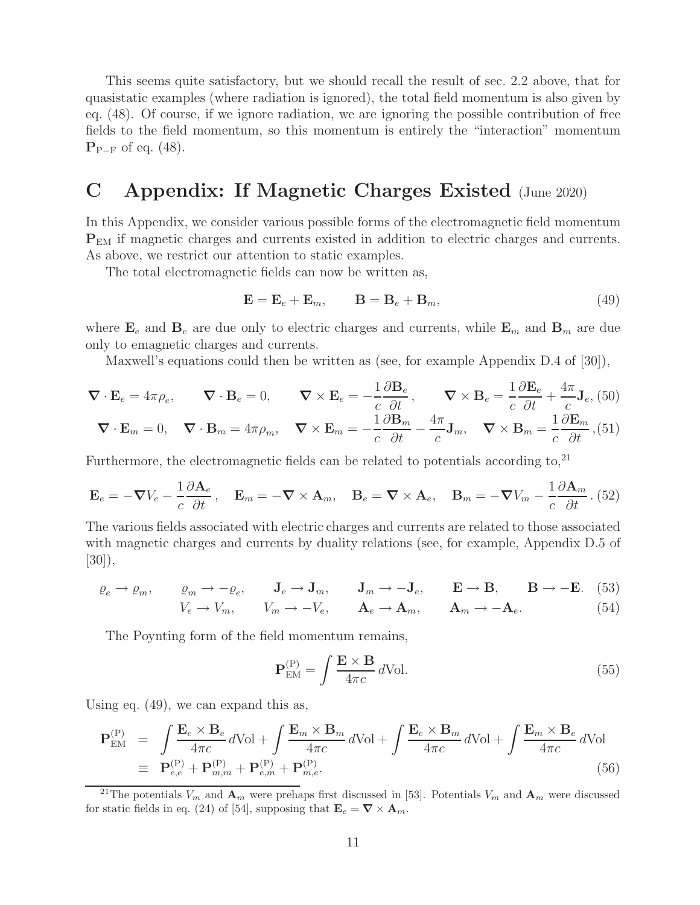This seems quite satisfactory, but we should recall the result of sec. 2.2 above, that for quasistatic examples (where radiation is ignored), the total field momentum is also given by eq. (48). Of course, if we ignore radiation, we are ignoring the possible contribution of free fields to the field momentum, so this momentum is entirely the "interaction" momentum $\mathbf{P}_{\rm P-F}$ of eq. (48).

# C Appendix: If Magnetic Charges Existed (June 2020)

In this Appendix, we consider various possible forms of the electromagnetic field momentum $\mathbf{P}_{\rm EM}$ if magnetic charges and currents existed in addition to electric charges and currents. As above, we restrict our attention to static examples.

The total electromagnetic fields can now be written as,

$$\mathbf{E} = \mathbf{E}_e + \mathbf{E}_m, \qquad \mathbf{B} = \mathbf{B}_e + \mathbf{B}_m, \tag{49}$$

where $\mathbf{E}_e$ and $\mathbf{B}_e$ are due only to electric charges and currents, while $\mathbf{E}_m$ and $\mathbf{B}_m$ are due only to emagnetic charges and currents.

Maxwell's equations could then be written as (see, for example Appendix D.4 of [30]),

$$\boldsymbol{\nabla}\cdot\mathbf{E}_e = 4\pi\rho_e, \qquad \boldsymbol{\nabla}\cdot\mathbf{B}_e = 0, \qquad \boldsymbol{\nabla}\times\mathbf{E}_e = -\frac{1}{c}\frac{\partial\mathbf{B}_e}{\partial t}, \qquad \boldsymbol{\nabla}\times\mathbf{B}_e = \frac{1}{c}\frac{\partial\mathbf{E}_e}{\partial t} + \frac{4\pi}{c}\mathbf{J}_e, \tag{50}$$

$$\boldsymbol{\nabla}\cdot\mathbf{E}_m = 0, \quad \boldsymbol{\nabla}\cdot\mathbf{B}_m = 4\pi\rho_m, \quad \boldsymbol{\nabla}\times\mathbf{E}_m = -\frac{1}{c}\frac{\partial\mathbf{B}_m}{\partial t} - \frac{4\pi}{c}\mathbf{J}_m, \quad \boldsymbol{\nabla}\times\mathbf{B}_m = \frac{1}{c}\frac{\partial\mathbf{E}_m}{\partial t}, \tag{51}$$

Furthermore, the electromagnetic fields can be related to potentials according to,[21]

$$\mathbf{E}_e = -\boldsymbol{\nabla}V_e - \frac{1}{c}\frac{\partial\mathbf{A}_e}{\partial t}, \quad \mathbf{E}_m = -\boldsymbol{\nabla}\times\mathbf{A}_m, \quad \mathbf{B}_e = \boldsymbol{\nabla}\times\mathbf{A}_e, \quad \mathbf{B}_m = -\boldsymbol{\nabla}V_m - \frac{1}{c}\frac{\partial\mathbf{A}_m}{\partial t}. \tag{52}$$

The various fields associated with electric charges and currents are related to those associated with magnetic charges and currents by duality relations (see, for example, Appendix D.5 of [30]),

$$\varrho_e \to \varrho_m, \qquad \varrho_m \to -\varrho_e, \qquad \mathbf{J}_e \to \mathbf{J}_m, \qquad \mathbf{J}_m \to -\mathbf{J}_e, \qquad \mathbf{E} \to \mathbf{B}, \qquad \mathbf{B} \to -\mathbf{E}. \tag{53}$$

$$V_e \to V_m, \qquad V_m \to -V_e, \qquad \mathbf{A}_e \to \mathbf{A}_m, \qquad \mathbf{A}_m \to -\mathbf{A}_e. \tag{54}$$

The Poynting form of the field momentum remains,

$$\mathbf{P}_{\rm EM}^{\rm (P)} = \int \frac{\mathbf{E}\times\mathbf{B}}{4\pi c}\, d\text{Vol}. \tag{55}$$

Using eq. (49), we can expand this as,

$$\begin{aligned}
\mathbf{P}_{\rm EM}^{\rm (P)} &= \int \frac{\mathbf{E}_e\times\mathbf{B}_e}{4\pi c}\, d\text{Vol} + \int \frac{\mathbf{E}_m\times\mathbf{B}_m}{4\pi c}\, d\text{Vol} + \int \frac{\mathbf{E}_e\times\mathbf{B}_m}{4\pi c}\, d\text{Vol} + \int \frac{\mathbf{E}_m\times\mathbf{B}_e}{4\pi c}\, d\text{Vol} \\
&\equiv \mathbf{P}_{e,e}^{\rm (P)} + \mathbf{P}_{m,m}^{\rm (P)} + \mathbf{P}_{e,m}^{\rm (P)} + \mathbf{P}_{m,e}^{\rm (P)}.
\end{aligned} \tag{56}$$

[21] The potentials $V_m$ and $\mathbf{A}_m$ were prehaps first discussed in [53]. Potentials $V_m$ and $\mathbf{A}_m$ were discussed for static fields in eq. (24) of [54], supposing that $\mathbf{E}_e = \boldsymbol{\nabla}\times\mathbf{A}_m$.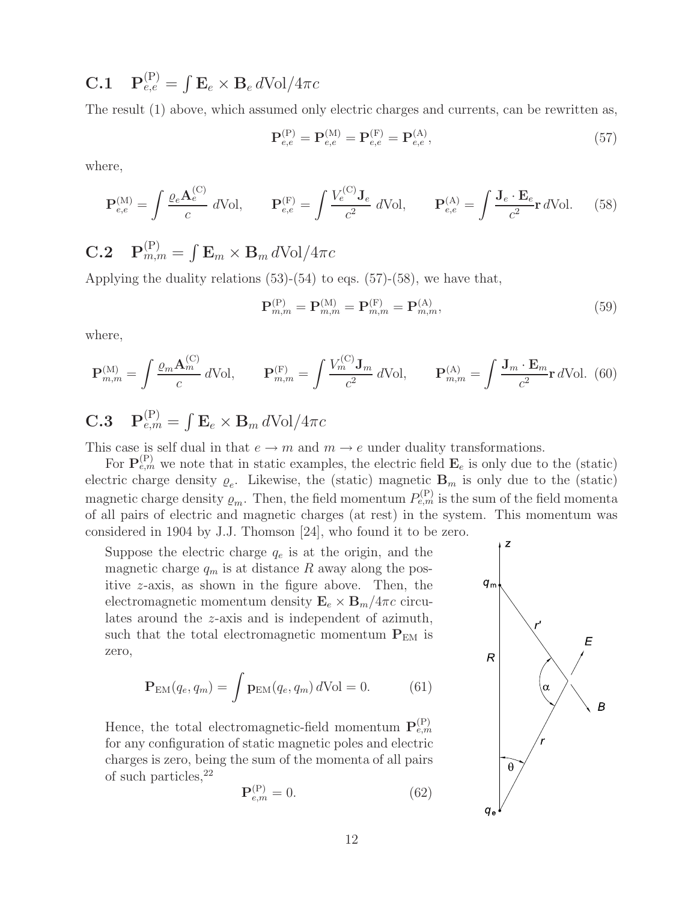## C.1 $\mathbf{P}_{e,e}^{(\mathrm{P})} = \int \mathbf{E}_e \times \mathbf{B}_e \, d\mathrm{Vol}/4\pi c$

The result (1) above, which assumed only electric charges and currents, can be rewritten as,

$$\mathbf{P}_{e,e}^{(\mathrm{P})} = \mathbf{P}_{e,e}^{(\mathrm{M})} = \mathbf{P}_{e,e}^{(\mathrm{F})} = \mathbf{P}_{e,e}^{(\mathrm{A})}, \tag{57}$$

where,

$$\mathbf{P}_{e,e}^{(\mathrm{M})} = \int \frac{\varrho_e \mathbf{A}_e^{(\mathrm{C})}}{c} \, d\mathrm{Vol}, \qquad \mathbf{P}_{e,e}^{(\mathrm{F})} = \int \frac{V_e^{(\mathrm{C})} \mathbf{J}_e}{c^2} \, d\mathrm{Vol}, \qquad \mathbf{P}_{e,e}^{(\mathrm{A})} = \int \frac{\mathbf{J}_e \cdot \mathbf{E}_e}{c^2} \mathbf{r} \, d\mathrm{Vol}. \tag{58}$$

## C.2 $\mathbf{P}_{m,m}^{(\mathrm{P})} = \int \mathbf{E}_m \times \mathbf{B}_m \, d\mathrm{Vol}/4\pi c$

Applying the duality relations (53)-(54) to eqs. (57)-(58), we have that,

$$\mathbf{P}_{m,m}^{(\mathrm{P})} = \mathbf{P}_{m,m}^{(\mathrm{M})} = \mathbf{P}_{m,m}^{(\mathrm{F})} = \mathbf{P}_{m,m}^{(\mathrm{A})}, \tag{59}$$

where,

$$\mathbf{P}_{m,m}^{(\mathrm{M})} = \int \frac{\varrho_m \mathbf{A}_m^{(\mathrm{C})}}{c} \, d\mathrm{Vol}, \qquad \mathbf{P}_{m,m}^{(\mathrm{F})} = \int \frac{V_m^{(\mathrm{C})} \mathbf{J}_m}{c^2} \, d\mathrm{Vol}, \qquad \mathbf{P}_{m,m}^{(\mathrm{A})} = \int \frac{\mathbf{J}_m \cdot \mathbf{E}_m}{c^2} \mathbf{r} \, d\mathrm{Vol}. \tag{60}$$

## C.3 $\mathbf{P}_{e,m}^{(\mathrm{P})} = \int \mathbf{E}_e \times \mathbf{B}_m \, d\mathrm{Vol}/4\pi c$

This case is self dual in that $e \to m$ and $m \to e$ under duality transformations.

For $\mathbf{P}_{e,m}^{(\mathrm{P})}$ we note that in static examples, the electric field $\mathbf{E}_e$ is only due to the (static) electric charge density $\varrho_e$. Likewise, the (static) magnetic $\mathbf{B}_m$ is only due to the (static) magnetic charge density $\varrho_m$. Then, the field momentum $P_{e,m}^{(\mathrm{P})}$ is the sum of the field momenta of all pairs of electric and magnetic charges (at rest) in the system. This momentum was considered in 1904 by J.J. Thomson [24], who found it to be zero.

Suppose the electric charge $q_e$ is at the origin, and the magnetic charge $q_m$ is at distance $R$ away along the positive $z$-axis, as shown in the figure above. Then, the electromagnetic momentum density $\mathbf{E}_e \times \mathbf{B}_m/4\pi c$ circulates around the $z$-axis and is independent of azimuth, such that the total electromagnetic momentum $\mathbf{P}_{\mathrm{EM}}$ is zero,

$$\mathbf{P}_{\mathrm{EM}}(q_e, q_m) = \int \mathbf{p}_{\mathrm{EM}}(q_e, q_m) \, d\mathrm{Vol} = 0. \tag{61}$$

Hence, the total electromagnetic-field momentum $\mathbf{P}_{e,m}^{(\mathrm{P})}$ for any configuration of static magnetic poles and electric charges is zero, being the sum of the momenta of all pairs of such particles,[22]

$$\mathbf{P}_{e,m}^{(\mathrm{P})} = 0. \tag{62}$$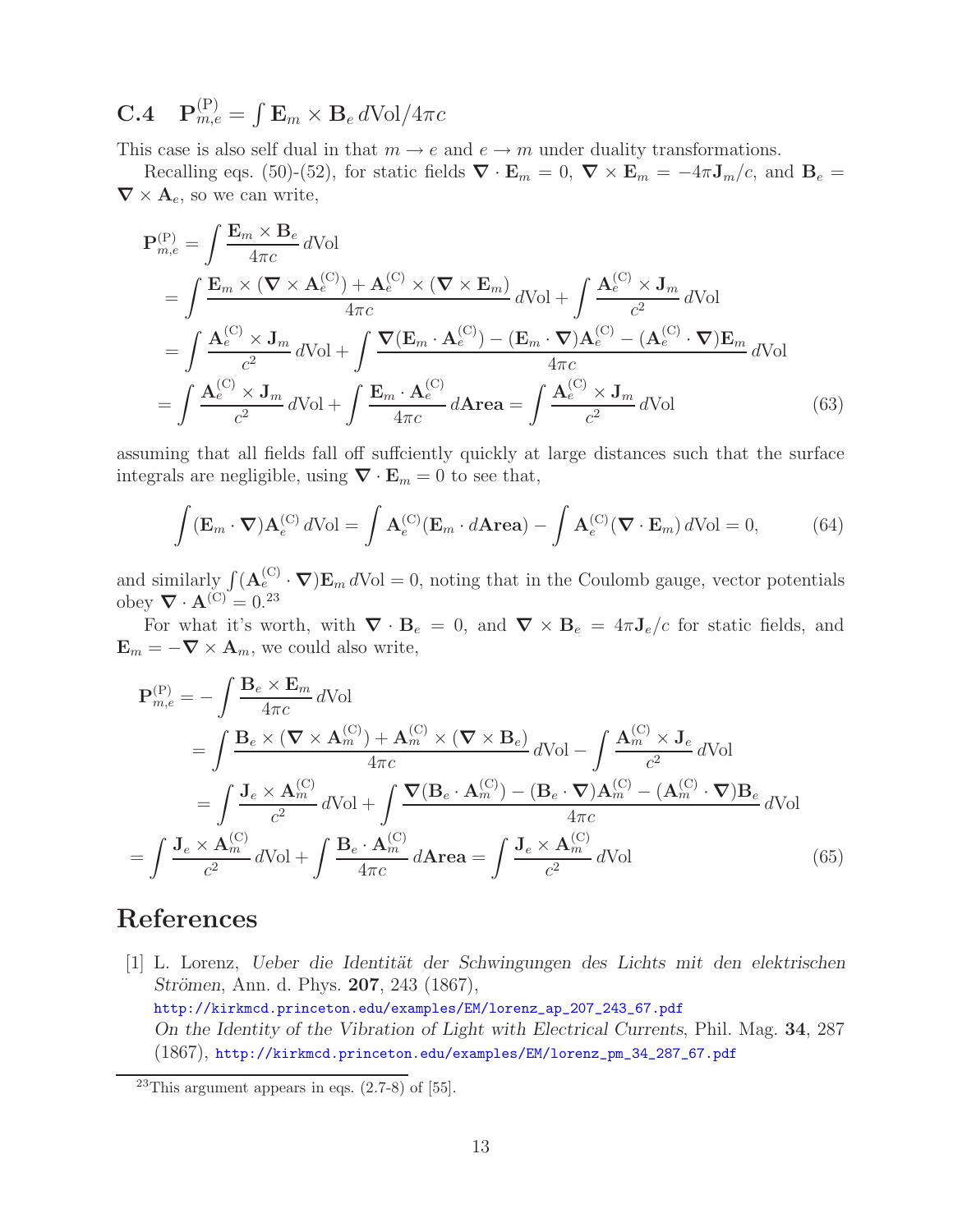### C.4 $\mathbf{P}_{m,e}^{(\mathrm{P})} = \int \mathbf{E}_m \times \mathbf{B}_e \, d\mathrm{Vol}/4\pi c$

This case is also self dual in that $m \to e$ and $e \to m$ under duality transformations.

Recalling eqs. (50)-(52), for static fields $\boldsymbol{\nabla} \cdot \mathbf{E}_m = 0$, $\boldsymbol{\nabla} \times \mathbf{E}_m = -4\pi \mathbf{J}_m/c$, and $\mathbf{B}_e = \boldsymbol{\nabla} \times \mathbf{A}_e$, so we can write,

$$
\begin{aligned}
\mathbf{P}_{m,e}^{(\mathrm{P})} &= \int \frac{\mathbf{E}_m \times \mathbf{B}_e}{4\pi c} \, d\mathrm{Vol} \\
&= \int \frac{\mathbf{E}_m \times (\boldsymbol{\nabla} \times \mathbf{A}_e^{(\mathrm{C})}) + \mathbf{A}_e^{(\mathrm{C})} \times (\boldsymbol{\nabla} \times \mathbf{E}_m)}{4\pi c} \, d\mathrm{Vol} + \int \frac{\mathbf{A}_e^{(\mathrm{C})} \times \mathbf{J}_m}{c^2} \, d\mathrm{Vol} \\
&= \int \frac{\mathbf{A}_e^{(\mathrm{C})} \times \mathbf{J}_m}{c^2} \, d\mathrm{Vol} + \int \frac{\boldsymbol{\nabla}(\mathbf{E}_m \cdot \mathbf{A}_e^{(\mathrm{C})}) - (\mathbf{E}_m \cdot \boldsymbol{\nabla})\mathbf{A}_e^{(\mathrm{C})} - (\mathbf{A}_e^{(\mathrm{C})} \cdot \boldsymbol{\nabla})\mathbf{E}_m}{4\pi c} \, d\mathrm{Vol} \\
&= \int \frac{\mathbf{A}_e^{(\mathrm{C})} \times \mathbf{J}_m}{c^2} \, d\mathrm{Vol} + \int \frac{\mathbf{E}_m \cdot \mathbf{A}_e^{(\mathrm{C})}}{4\pi c} \, d\mathbf{Area} = \int \frac{\mathbf{A}_e^{(\mathrm{C})} \times \mathbf{J}_m}{c^2} \, d\mathrm{Vol}
\end{aligned}
\tag{63}
$$

assuming that all fields fall off suffciently quickly at large distances such that the surface integrals are negligible, using $\boldsymbol{\nabla} \cdot \mathbf{E}_m = 0$ to see that,

$$
\int (\mathbf{E}_m \cdot \boldsymbol{\nabla})\mathbf{A}_e^{(\mathrm{C})} \, d\mathrm{Vol} = \int \mathbf{A}_e^{(\mathrm{C})}(\mathbf{E}_m \cdot d\mathbf{Area}) - \int \mathbf{A}_e^{(\mathrm{C})}(\boldsymbol{\nabla} \cdot \mathbf{E}_m) \, d\mathrm{Vol} = 0, \tag{64}
$$

and similarly $\int (\mathbf{A}_e^{(\mathrm{C})} \cdot \boldsymbol{\nabla})\mathbf{E}_m \, d\mathrm{Vol} = 0$, noting that in the Coulomb gauge, vector potentials obey $\boldsymbol{\nabla} \cdot \mathbf{A}^{(\mathrm{C})} = 0$.[23]

For what it's worth, with $\boldsymbol{\nabla} \cdot \mathbf{B}_e = 0$, and $\boldsymbol{\nabla} \times \mathbf{B}_e = 4\pi \mathbf{J}_e/c$ for static fields, and $\mathbf{E}_m = -\boldsymbol{\nabla} \times \mathbf{A}_m$, we could also write,

$$
\begin{aligned}
\mathbf{P}_{m,e}^{(\mathrm{P})} &= -\int \frac{\mathbf{B}_e \times \mathbf{E}_m}{4\pi c} \, d\mathrm{Vol} \\
&= \int \frac{\mathbf{B}_e \times (\boldsymbol{\nabla} \times \mathbf{A}_m^{(\mathrm{C})}) + \mathbf{A}_m^{(\mathrm{C})} \times (\boldsymbol{\nabla} \times \mathbf{B}_e)}{4\pi c} \, d\mathrm{Vol} - \int \frac{\mathbf{A}_m^{(\mathrm{C})} \times \mathbf{J}_e}{c^2} \, d\mathrm{Vol} \\
&= \int \frac{\mathbf{J}_e \times \mathbf{A}_m^{(\mathrm{C})}}{c^2} \, d\mathrm{Vol} + \int \frac{\boldsymbol{\nabla}(\mathbf{B}_e \cdot \mathbf{A}_m^{(\mathrm{C})}) - (\mathbf{B}_e \cdot \boldsymbol{\nabla})\mathbf{A}_m^{(\mathrm{C})} - (\mathbf{A}_m^{(\mathrm{C})} \cdot \boldsymbol{\nabla})\mathbf{B}_e}{4\pi c} \, d\mathrm{Vol} \\
&= \int \frac{\mathbf{J}_e \times \mathbf{A}_m^{(\mathrm{C})}}{c^2} \, d\mathrm{Vol} + \int \frac{\mathbf{B}_e \cdot \mathbf{A}_m^{(\mathrm{C})}}{4\pi c} \, d\mathbf{Area} = \int \frac{\mathbf{J}_e \times \mathbf{A}_m^{(\mathrm{C})}}{c^2} \, d\mathrm{Vol}
\end{aligned}
\tag{65}
$$

## References

[1] L. Lorenz, *Ueber die Identität der Schwingungen des Lichts mit den elektrischen Strömen*, Ann. d. Phys. **207**, 243 (1867),
http://kirkmcd.princeton.edu/examples/EM/lorenz_ap_207_243_67.pdf
*On the Identity of the Vibration of Light with Electrical Currents*, Phil. Mag. **34**, 287 (1867), http://kirkmcd.princeton.edu/examples/EM/lorenz_pm_34_287_67.pdf

[23] This argument appears in eqs. (2.7-8) of [55].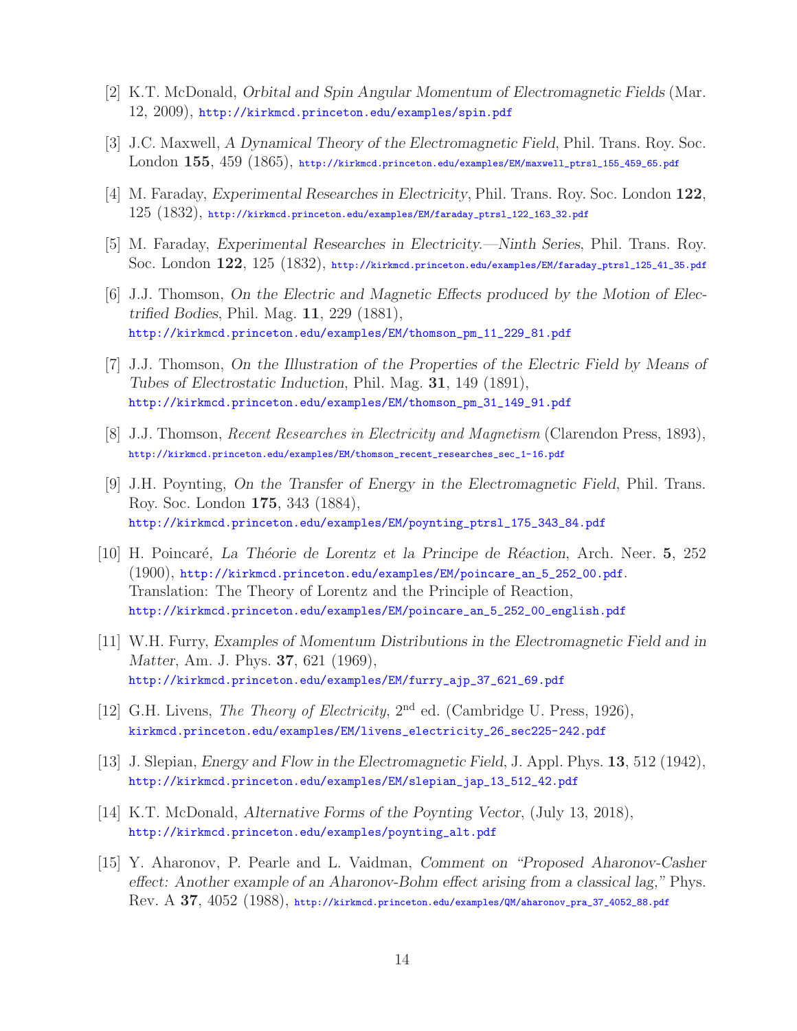[2] K.T. McDonald, *Orbital and Spin Angular Momentum of Electromagnetic Fields* (Mar. 12, 2009), http://kirkmcd.princeton.edu/examples/spin.pdf

[3] J.C. Maxwell, *A Dynamical Theory of the Electromagnetic Field*, Phil. Trans. Roy. Soc. London **155**, 459 (1865), http://kirkmcd.princeton.edu/examples/EM/maxwell_ptrsl_155_459_65.pdf

[4] M. Faraday, *Experimental Researches in Electricity*, Phil. Trans. Roy. Soc. London **122**, 125 (1832), http://kirkmcd.princeton.edu/examples/EM/faraday_ptrsl_122_163_32.pdf

[5] M. Faraday, *Experimental Researches in Electricity.—Ninth Series*, Phil. Trans. Roy. Soc. London **122**, 125 (1832), http://kirkmcd.princeton.edu/examples/EM/faraday_ptrsl_125_41_35.pdf

[6] J.J. Thomson, *On the Electric and Magnetic Effects produced by the Motion of Electrified Bodies*, Phil. Mag. **11**, 229 (1881), http://kirkmcd.princeton.edu/examples/EM/thomson_pm_11_229_81.pdf

[7] J.J. Thomson, *On the Illustration of the Properties of the Electric Field by Means of Tubes of Electrostatic Induction*, Phil. Mag. **31**, 149 (1891), http://kirkmcd.princeton.edu/examples/EM/thomson_pm_31_149_91.pdf

[8] J.J. Thomson, *Recent Researches in Electricity and Magnetism* (Clarendon Press, 1893), http://kirkmcd.princeton.edu/examples/EM/thomson_recent_researches_sec_1-16.pdf

[9] J.H. Poynting, *On the Transfer of Energy in the Electromagnetic Field*, Phil. Trans. Roy. Soc. London **175**, 343 (1884), http://kirkmcd.princeton.edu/examples/EM/poynting_ptrsl_175_343_84.pdf

[10] H. Poincaré, *La Théorie de Lorentz et la Principe de Réaction*, Arch. Neer. **5**, 252 (1900), http://kirkmcd.princeton.edu/examples/EM/poincare_an_5_252_00.pdf. Translation: The Theory of Lorentz and the Principle of Reaction, http://kirkmcd.princeton.edu/examples/EM/poincare_an_5_252_00_english.pdf

[11] W.H. Furry, *Examples of Momentum Distributions in the Electromagnetic Field and in Matter*, Am. J. Phys. **37**, 621 (1969), http://kirkmcd.princeton.edu/examples/EM/furry_ajp_37_621_69.pdf

[12] G.H. Livens, *The Theory of Electricity*, 2nd ed. (Cambridge U. Press, 1926), kirkmcd.princeton.edu/examples/EM/livens_electricity_26_sec225-242.pdf

[13] J. Slepian, *Energy and Flow in the Electromagnetic Field*, J. Appl. Phys. **13**, 512 (1942), http://kirkmcd.princeton.edu/examples/EM/slepian_jap_13_512_42.pdf

[14] K.T. McDonald, *Alternative Forms of the Poynting Vector*, (July 13, 2018), http://kirkmcd.princeton.edu/examples/poynting_alt.pdf

[15] Y. Aharonov, P. Pearle and L. Vaidman, *Comment on "Proposed Aharonov-Casher effect: Another example of an Aharonov-Bohm effect arising from a classical lag,"* Phys. Rev. A **37**, 4052 (1988), http://kirkmcd.princeton.edu/examples/QM/aharonov_pra_37_4052_88.pdf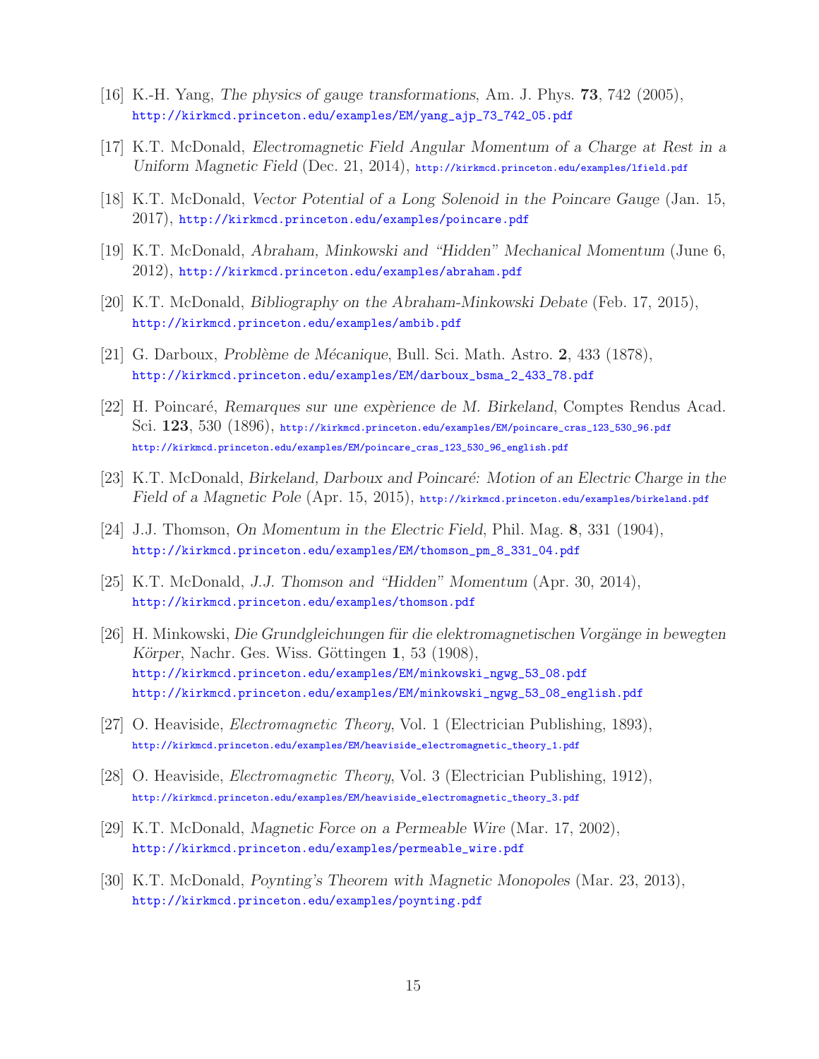[16] K.-H. Yang, *The physics of gauge transformations*, Am. J. Phys. **73**, 742 (2005), http://kirkmcd.princeton.edu/examples/EM/yang_ajp_73_742_05.pdf

[17] K.T. McDonald, *Electromagnetic Field Angular Momentum of a Charge at Rest in a Uniform Magnetic Field* (Dec. 21, 2014), http://kirkmcd.princeton.edu/examples/lfield.pdf

[18] K.T. McDonald, *Vector Potential of a Long Solenoid in the Poincare Gauge* (Jan. 15, 2017), http://kirkmcd.princeton.edu/examples/poincare.pdf

[19] K.T. McDonald, *Abraham, Minkowski and "Hidden" Mechanical Momentum* (June 6, 2012), http://kirkmcd.princeton.edu/examples/abraham.pdf

[20] K.T. McDonald, *Bibliography on the Abraham-Minkowski Debate* (Feb. 17, 2015), http://kirkmcd.princeton.edu/examples/ambib.pdf

[21] G. Darboux, *Problème de Mécanique*, Bull. Sci. Math. Astro. **2**, 433 (1878), http://kirkmcd.princeton.edu/examples/EM/darboux_bsma_2_433_78.pdf

[22] H. Poincaré, *Remarques sur une expèrience de M. Birkeland*, Comptes Rendus Acad. Sci. **123**, 530 (1896), http://kirkmcd.princeton.edu/examples/EM/poincare_cras_123_530_96.pdf http://kirkmcd.princeton.edu/examples/EM/poincare_cras_123_530_96_english.pdf

[23] K.T. McDonald, *Birkeland, Darboux and Poincaré: Motion of an Electric Charge in the Field of a Magnetic Pole* (Apr. 15, 2015), http://kirkmcd.princeton.edu/examples/birkeland.pdf

[24] J.J. Thomson, *On Momentum in the Electric Field*, Phil. Mag. **8**, 331 (1904), http://kirkmcd.princeton.edu/examples/EM/thomson_pm_8_331_04.pdf

[25] K.T. McDonald, *J.J. Thomson and "Hidden" Momentum* (Apr. 30, 2014), http://kirkmcd.princeton.edu/examples/thomson.pdf

[26] H. Minkowski, *Die Grundgleichungen für die elektromagnetischen Vorgänge in bewegten Körper*, Nachr. Ges. Wiss. Göttingen **1**, 53 (1908), http://kirkmcd.princeton.edu/examples/EM/minkowski_ngwg_53_08.pdf http://kirkmcd.princeton.edu/examples/EM/minkowski_ngwg_53_08_english.pdf

[27] O. Heaviside, *Electromagnetic Theory*, Vol. 1 (Electrician Publishing, 1893), http://kirkmcd.princeton.edu/examples/EM/heaviside_electromagnetic_theory_1.pdf

[28] O. Heaviside, *Electromagnetic Theory*, Vol. 3 (Electrician Publishing, 1912), http://kirkmcd.princeton.edu/examples/EM/heaviside_electromagnetic_theory_3.pdf

[29] K.T. McDonald, *Magnetic Force on a Permeable Wire* (Mar. 17, 2002), http://kirkmcd.princeton.edu/examples/permeable_wire.pdf

[30] K.T. McDonald, *Poynting's Theorem with Magnetic Monopoles* (Mar. 23, 2013), http://kirkmcd.princeton.edu/examples/poynting.pdf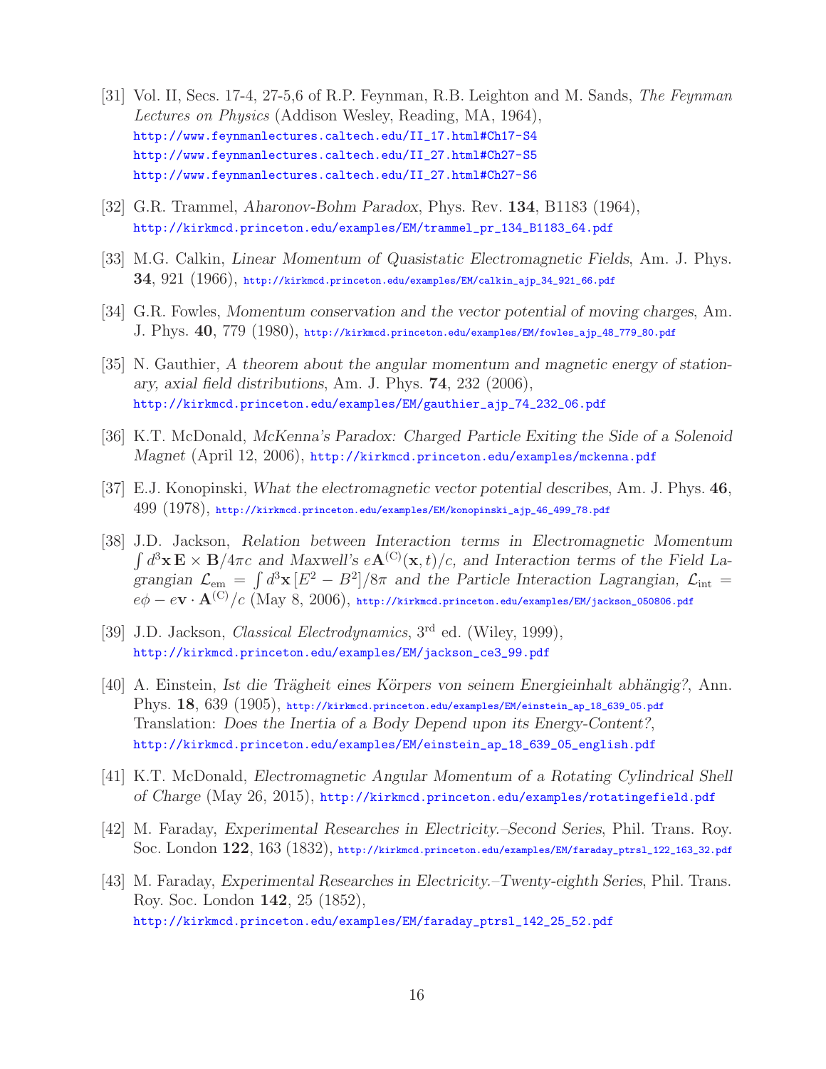[31] Vol. II, Secs. 17-4, 27-5,6 of R.P. Feynman, R.B. Leighton and M. Sands, *The Feynman Lectures on Physics* (Addison Wesley, Reading, MA, 1964),
http://www.feynmanlectures.caltech.edu/II_17.html#Ch17-S4
http://www.feynmanlectures.caltech.edu/II_27.html#Ch27-S5
http://www.feynmanlectures.caltech.edu/II_27.html#Ch27-S6

[32] G.R. Trammel, *Aharonov-Bohm Paradox*, Phys. Rev. **134**, B1183 (1964),
http://kirkmcd.princeton.edu/examples/EM/trammel_pr_134_B1183_64.pdf

[33] M.G. Calkin, *Linear Momentum of Quasistatic Electromagnetic Fields*, Am. J. Phys. **34**, 921 (1966), http://kirkmcd.princeton.edu/examples/EM/calkin_ajp_34_921_66.pdf

[34] G.R. Fowles, *Momentum conservation and the vector potential of moving charges*, Am. J. Phys. **40**, 779 (1980), http://kirkmcd.princeton.edu/examples/EM/fowles_ajp_48_779_80.pdf

[35] N. Gauthier, *A theorem about the angular momentum and magnetic energy of stationary, axial field distributions*, Am. J. Phys. **74**, 232 (2006),
http://kirkmcd.princeton.edu/examples/EM/gauthier_ajp_74_232_06.pdf

[36] K.T. McDonald, *McKenna's Paradox: Charged Particle Exiting the Side of a Solenoid Magnet* (April 12, 2006), http://kirkmcd.princeton.edu/examples/mckenna.pdf

[37] E.J. Konopinski, *What the electromagnetic vector potential describes*, Am. J. Phys. **46**, 499 (1978), http://kirkmcd.princeton.edu/examples/EM/konopinski_ajp_46_499_78.pdf

[38] J.D. Jackson, *Relation between Interaction terms in Electromagnetic Momentum $\int d^3\mathbf{x}\,\mathbf{E}\times\mathbf{B}/4\pi c$ and Maxwell's $e\mathbf{A}^{(\mathrm{C})}(\mathbf{x},t)/c$, and Interaction terms of the Field Lagrangian $\mathcal{L}_{\mathrm{em}} = \int d^3\mathbf{x}\,[E^2 - B^2]/8\pi$ and the Particle Interaction Lagrangian, $\mathcal{L}_{\mathrm{int}} = e\phi - e\mathbf{v}\cdot\mathbf{A}^{(\mathrm{C})}/c$* (May 8, 2006), http://kirkmcd.princeton.edu/examples/EM/jackson_050806.pdf

[39] J.D. Jackson, *Classical Electrodynamics*, 3rd ed. (Wiley, 1999),
http://kirkmcd.princeton.edu/examples/EM/jackson_ce3_99.pdf

[40] A. Einstein, *Ist die Trägheit eines Körpers von seinem Energieinhalt abhängig?*, Ann. Phys. **18**, 639 (1905), http://kirkmcd.princeton.edu/examples/EM/einstein_ap_18_639_05.pdf
Translation: *Does the Inertia of a Body Depend upon its Energy-Content?*,
http://kirkmcd.princeton.edu/examples/EM/einstein_ap_18_639_05_english.pdf

[41] K.T. McDonald, *Electromagnetic Angular Momentum of a Rotating Cylindrical Shell of Charge* (May 26, 2015), http://kirkmcd.princeton.edu/examples/rotatingefield.pdf

[42] M. Faraday, *Experimental Researches in Electricity.–Second Series*, Phil. Trans. Roy. Soc. London **122**, 163 (1832), http://kirkmcd.princeton.edu/examples/EM/faraday_ptrsl_122_163_32.pdf

[43] M. Faraday, *Experimental Researches in Electricity.–Twenty-eighth Series*, Phil. Trans. Roy. Soc. London **142**, 25 (1852),
http://kirkmcd.princeton.edu/examples/EM/faraday_ptrsl_142_25_52.pdf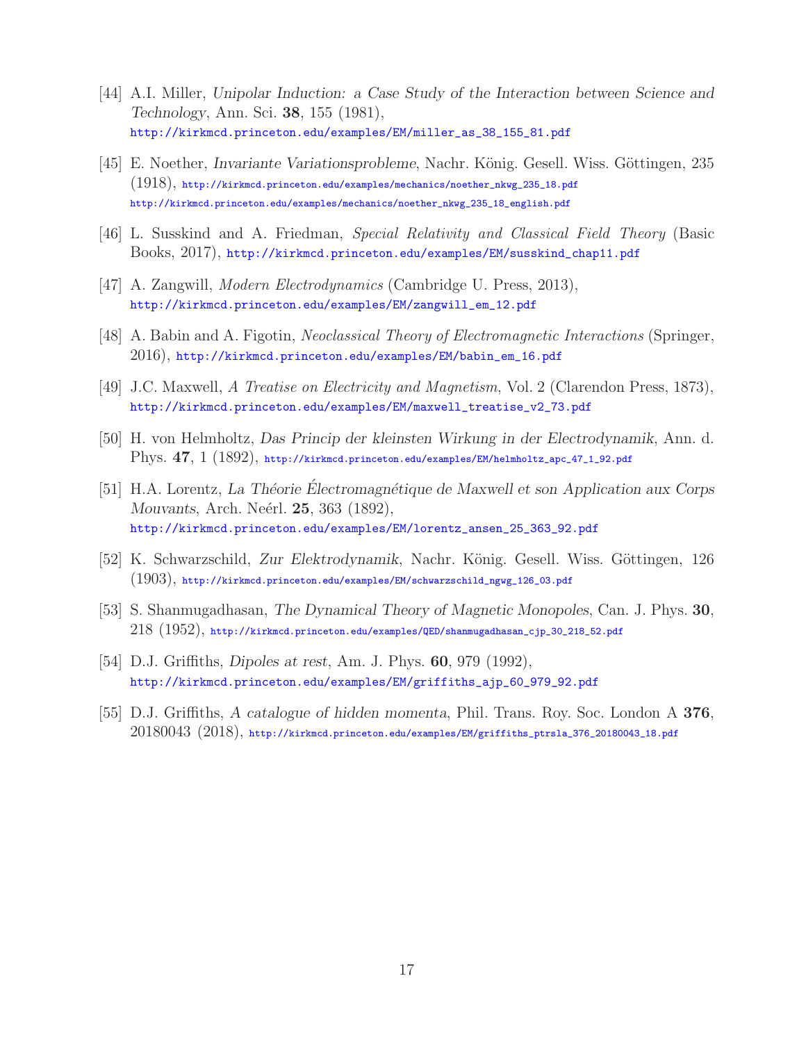[44] A.I. Miller, *Unipolar Induction: a Case Study of the Interaction between Science and Technology*, Ann. Sci. **38**, 155 (1981),
http://kirkmcd.princeton.edu/examples/EM/miller_as_38_155_81.pdf

[45] E. Noether, *Invariante Variationsprobleme*, Nachr. König. Gesell. Wiss. Göttingen, 235 (1918), http://kirkmcd.princeton.edu/examples/mechanics/noether_nkwg_235_18.pdf
http://kirkmcd.princeton.edu/examples/mechanics/noether_nkwg_235_18_english.pdf

[46] L. Susskind and A. Friedman, *Special Relativity and Classical Field Theory* (Basic Books, 2017), http://kirkmcd.princeton.edu/examples/EM/susskind_chap11.pdf

[47] A. Zangwill, *Modern Electrodynamics* (Cambridge U. Press, 2013),
http://kirkmcd.princeton.edu/examples/EM/zangwill_em_12.pdf

[48] A. Babin and A. Figotin, *Neoclassical Theory of Electromagnetic Interactions* (Springer, 2016), http://kirkmcd.princeton.edu/examples/EM/babin_em_16.pdf

[49] J.C. Maxwell, *A Treatise on Electricity and Magnetism*, Vol. 2 (Clarendon Press, 1873),
http://kirkmcd.princeton.edu/examples/EM/maxwell_treatise_v2_73.pdf

[50] H. von Helmholtz, *Das Princip der kleinsten Wirkung in der Electrodynamik*, Ann. d. Phys. **47**, 1 (1892), http://kirkmcd.princeton.edu/examples/EM/helmholtz_apc_47_1_92.pdf

[51] H.A. Lorentz, *La Théorie Électromagnétique de Maxwell et son Application aux Corps Mouvants*, Arch. Neérl. **25**, 363 (1892),
http://kirkmcd.princeton.edu/examples/EM/lorentz_ansen_25_363_92.pdf

[52] K. Schwarzschild, *Zur Elektrodynamik*, Nachr. König. Gesell. Wiss. Göttingen, 126 (1903), http://kirkmcd.princeton.edu/examples/EM/schwarzschild_ngwg_126_03.pdf

[53] S. Shanmugadhasan, *The Dynamical Theory of Magnetic Monopoles*, Can. J. Phys. **30**, 218 (1952), http://kirkmcd.princeton.edu/examples/QED/shanmugadhasan_cjp_30_218_52.pdf

[54] D.J. Griffiths, *Dipoles at rest*, Am. J. Phys. **60**, 979 (1992),
http://kirkmcd.princeton.edu/examples/EM/griffiths_ajp_60_979_92.pdf

[55] D.J. Griffiths, *A catalogue of hidden momenta*, Phil. Trans. Roy. Soc. London A **376**, 20180043 (2018), http://kirkmcd.princeton.edu/examples/EM/griffiths_ptrsla_376_20180043_18.pdf